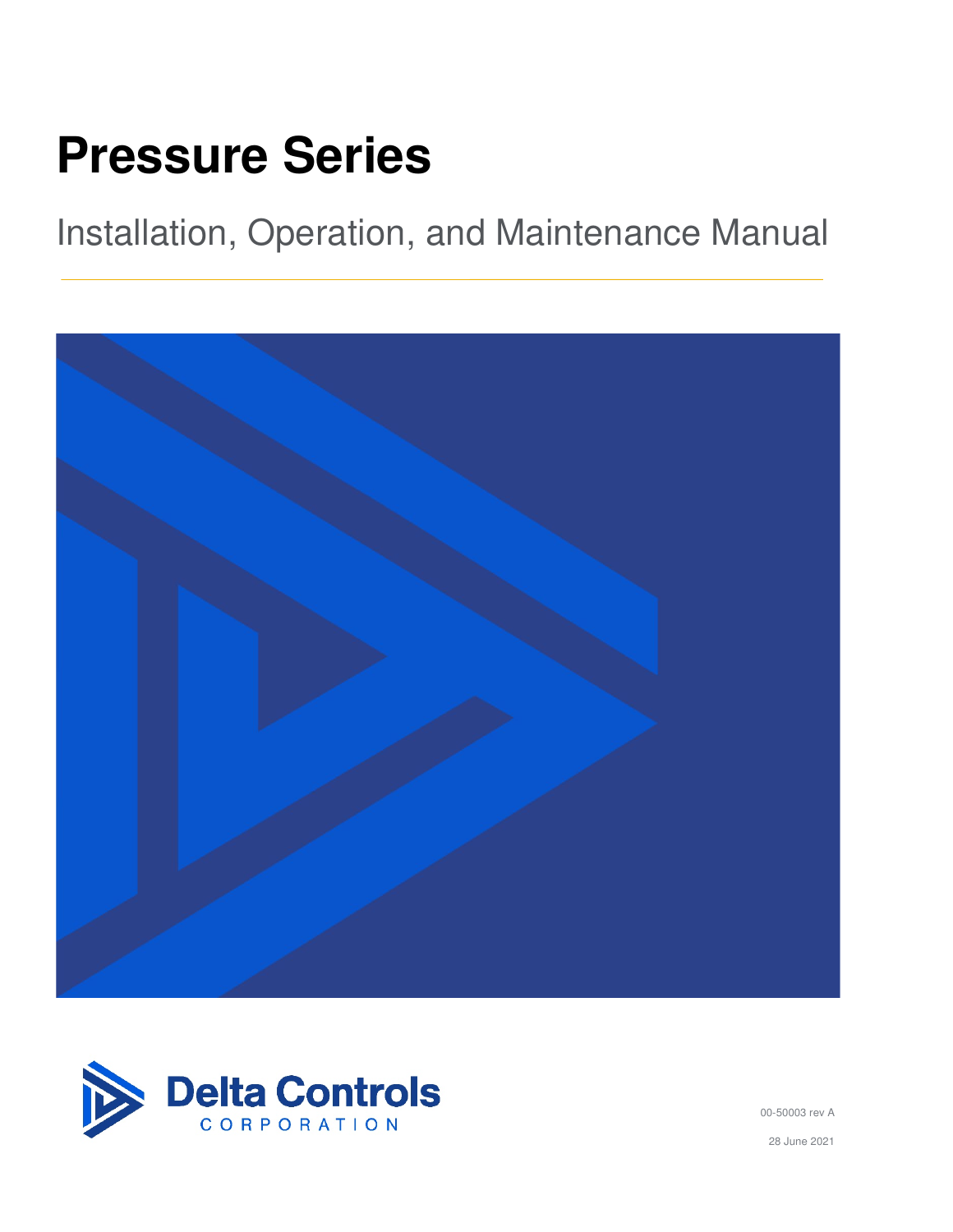# Pressure Series

## Installation, Operation, and Maintenance Manual

Delta Controls
CORPORATION

00-50003 rev A

28 June 2021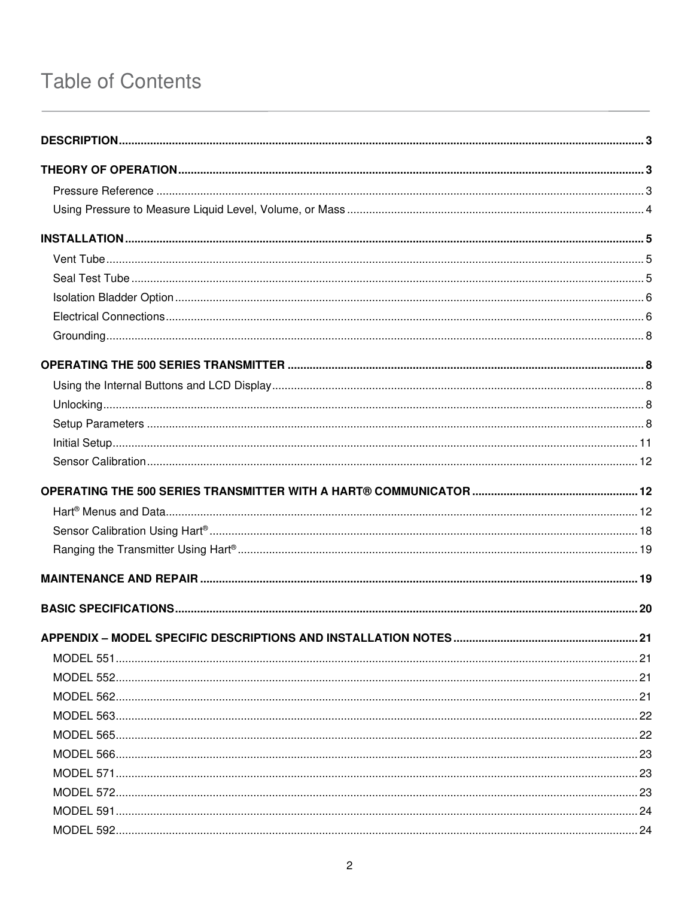# Table of Contents

**DESCRIPTION** ..... 3

**THEORY OF OPERATION** ..... 3

- Pressure Reference ..... 3
- Using Pressure to Measure Liquid Level, Volume, or Mass ..... 4

**INSTALLATION** ..... 5

- Vent Tube ..... 5
- Seal Test Tube ..... 5
- Isolation Bladder Option ..... 6
- Electrical Connections ..... 6
- Grounding ..... 8

**OPERATING THE 500 SERIES TRANSMITTER** ..... 8

- Using the Internal Buttons and LCD Display ..... 8
- Unlocking ..... 8
- Setup Parameters ..... 8
- Initial Setup ..... 11
- Sensor Calibration ..... 12

**OPERATING THE 500 SERIES TRANSMITTER WITH A HART® COMMUNICATOR** ..... 12

- Hart® Menus and Data ..... 12
- Sensor Calibration Using Hart® ..... 18
- Ranging the Transmitter Using Hart® ..... 19

**MAINTENANCE AND REPAIR** ..... 19

**BASIC SPECIFICATIONS** ..... 20

**APPENDIX – MODEL SPECIFIC DESCRIPTIONS AND INSTALLATION NOTES** ..... 21

- MODEL 551 ..... 21
- MODEL 552 ..... 21
- MODEL 562 ..... 21
- MODEL 563 ..... 22
- MODEL 565 ..... 22
- MODEL 566 ..... 23
- MODEL 571 ..... 23
- MODEL 572 ..... 23
- MODEL 591 ..... 24
- MODEL 592 ..... 24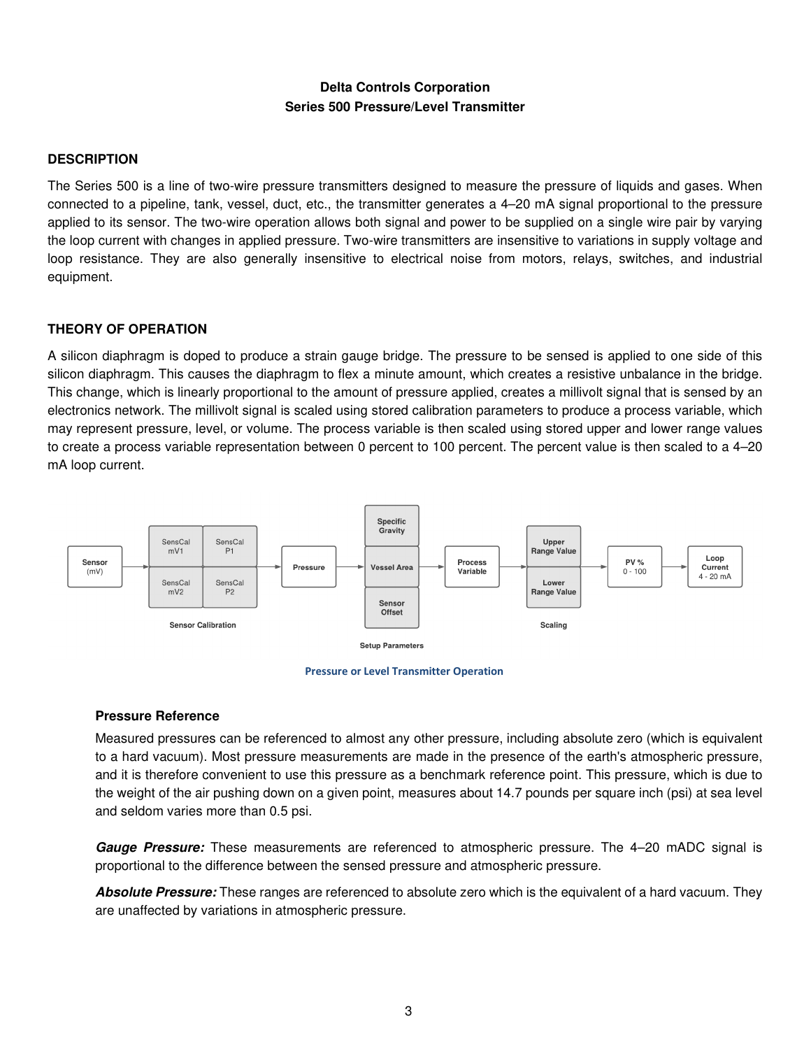**Delta Controls Corporation**
**Series 500 Pressure/Level Transmitter**

## DESCRIPTION

The Series 500 is a line of two-wire pressure transmitters designed to measure the pressure of liquids and gases. When connected to a pipeline, tank, vessel, duct, etc., the transmitter generates a 4–20 mA signal proportional to the pressure applied to its sensor. The two-wire operation allows both signal and power to be supplied on a single wire pair by varying the loop current with changes in applied pressure. Two-wire transmitters are insensitive to variations in supply voltage and loop resistance. They are also generally insensitive to electrical noise from motors, relays, switches, and industrial equipment.

## THEORY OF OPERATION

A silicon diaphragm is doped to produce a strain gauge bridge. The pressure to be sensed is applied to one side of this silicon diaphragm. This causes the diaphragm to flex a minute amount, which creates a resistive unbalance in the bridge. This change, which is linearly proportional to the amount of pressure applied, creates a millivolt signal that is sensed by an electronics network. The millivolt signal is scaled using stored calibration parameters to produce a process variable, which may represent pressure, level, or volume. The process variable is then scaled using stored upper and lower range values to create a process variable representation between 0 percent to 100 percent. The percent value is then scaled to a 4–20 mA loop current.

Sensor (mV) → Sensor Calibration (SensCal mV1, SensCal P1, SensCal mV2, SensCal P2) → Pressure → Setup Parameters (Specific Gravity, Vessel Area, Sensor Offset) → Process Variable → Scaling (Upper Range Value, Lower Range Value) → PV % 0 - 100 → Loop Current 4 - 20 mA

Pressure or Level Transmitter Operation

### Pressure Reference

Measured pressures can be referenced to almost any other pressure, including absolute zero (which is equivalent to a hard vacuum). Most pressure measurements are made in the presence of the earth's atmospheric pressure, and it is therefore convenient to use this pressure as a benchmark reference point. This pressure, which is due to the weight of the air pushing down on a given point, measures about 14.7 pounds per square inch (psi) at sea level and seldom varies more than 0.5 psi.

***Gauge Pressure:*** These measurements are referenced to atmospheric pressure. The 4–20 mADC signal is proportional to the difference between the sensed pressure and atmospheric pressure.

***Absolute Pressure:*** These ranges are referenced to absolute zero which is the equivalent of a hard vacuum. They are unaffected by variations in atmospheric pressure.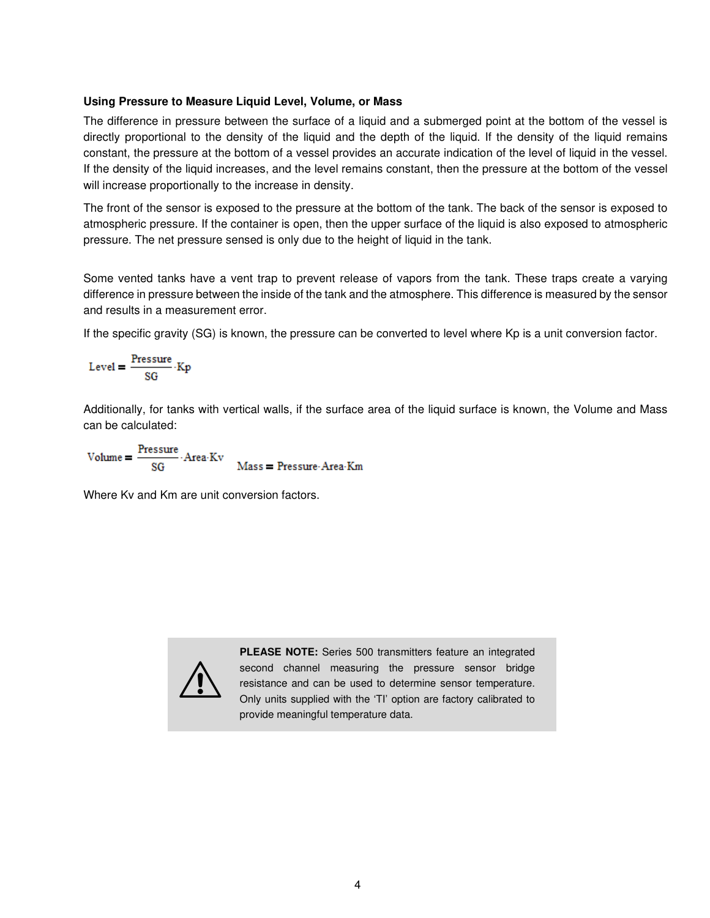### Using Pressure to Measure Liquid Level, Volume, or Mass

The difference in pressure between the surface of a liquid and a submerged point at the bottom of the vessel is directly proportional to the density of the liquid and the depth of the liquid. If the density of the liquid remains constant, the pressure at the bottom of a vessel provides an accurate indication of the level of liquid in the vessel. If the density of the liquid increases, and the level remains constant, then the pressure at the bottom of the vessel will increase proportionally to the increase in density.

The front of the sensor is exposed to the pressure at the bottom of the tank. The back of the sensor is exposed to atmospheric pressure. If the container is open, then the upper surface of the liquid is also exposed to atmospheric pressure. The net pressure sensed is only due to the height of liquid in the tank.

Some vented tanks have a vent trap to prevent release of vapors from the tank. These traps create a varying difference in pressure between the inside of the tank and the atmosphere. This difference is measured by the sensor and results in a measurement error.

If the specific gravity (SG) is known, the pressure can be converted to level where Kp is a unit conversion factor.

$$\text{Level} = \frac{\text{Pressure}}{\text{SG}} \cdot \text{Kp}$$

Additionally, for tanks with vertical walls, if the surface area of the liquid surface is known, the Volume and Mass can be calculated:

$$\text{Volume} = \frac{\text{Pressure}}{\text{SG}} \cdot \text{Area} \cdot \text{Kv} \qquad \text{Mass} = \text{Pressure} \cdot \text{Area} \cdot \text{Km}$$

Where Kv and Km are unit conversion factors.

> **PLEASE NOTE:** Series 500 transmitters feature an integrated second channel measuring the pressure sensor bridge resistance and can be used to determine sensor temperature. Only units supplied with the 'TI' option are factory calibrated to provide meaningful temperature data.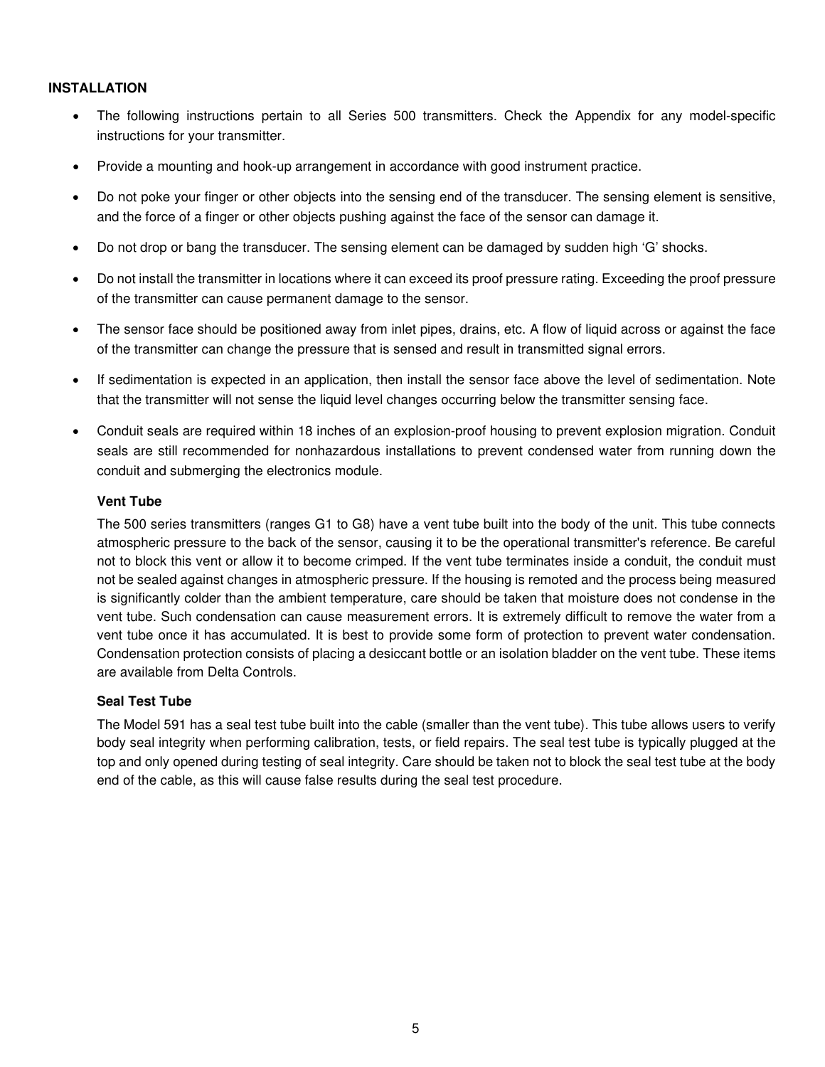## INSTALLATION

- The following instructions pertain to all Series 500 transmitters. Check the Appendix for any model-specific instructions for your transmitter.
- Provide a mounting and hook-up arrangement in accordance with good instrument practice.
- Do not poke your finger or other objects into the sensing end of the transducer. The sensing element is sensitive, and the force of a finger or other objects pushing against the face of the sensor can damage it.
- Do not drop or bang the transducer. The sensing element can be damaged by sudden high 'G' shocks.
- Do not install the transmitter in locations where it can exceed its proof pressure rating. Exceeding the proof pressure of the transmitter can cause permanent damage to the sensor.
- The sensor face should be positioned away from inlet pipes, drains, etc. A flow of liquid across or against the face of the transmitter can change the pressure that is sensed and result in transmitted signal errors.
- If sedimentation is expected in an application, then install the sensor face above the level of sedimentation. Note that the transmitter will not sense the liquid level changes occurring below the transmitter sensing face.
- Conduit seals are required within 18 inches of an explosion-proof housing to prevent explosion migration. Conduit seals are still recommended for nonhazardous installations to prevent condensed water from running down the conduit and submerging the electronics module.

  **Vent Tube**

  The 500 series transmitters (ranges G1 to G8) have a vent tube built into the body of the unit. This tube connects atmospheric pressure to the back of the sensor, causing it to be the operational transmitter's reference. Be careful not to block this vent or allow it to become crimped. If the vent tube terminates inside a conduit, the conduit must not be sealed against changes in atmospheric pressure. If the housing is remoted and the process being measured is significantly colder than the ambient temperature, care should be taken that moisture does not condense in the vent tube. Such condensation can cause measurement errors. It is extremely difficult to remove the water from a vent tube once it has accumulated. It is best to provide some form of protection to prevent water condensation. Condensation protection consists of placing a desiccant bottle or an isolation bladder on the vent tube. These items are available from Delta Controls.

  **Seal Test Tube**

  The Model 591 has a seal test tube built into the cable (smaller than the vent tube). This tube allows users to verify body seal integrity when performing calibration, tests, or field repairs. The seal test tube is typically plugged at the top and only opened during testing of seal integrity. Care should be taken not to block the seal test tube at the body end of the cable, as this will cause false results during the seal test procedure.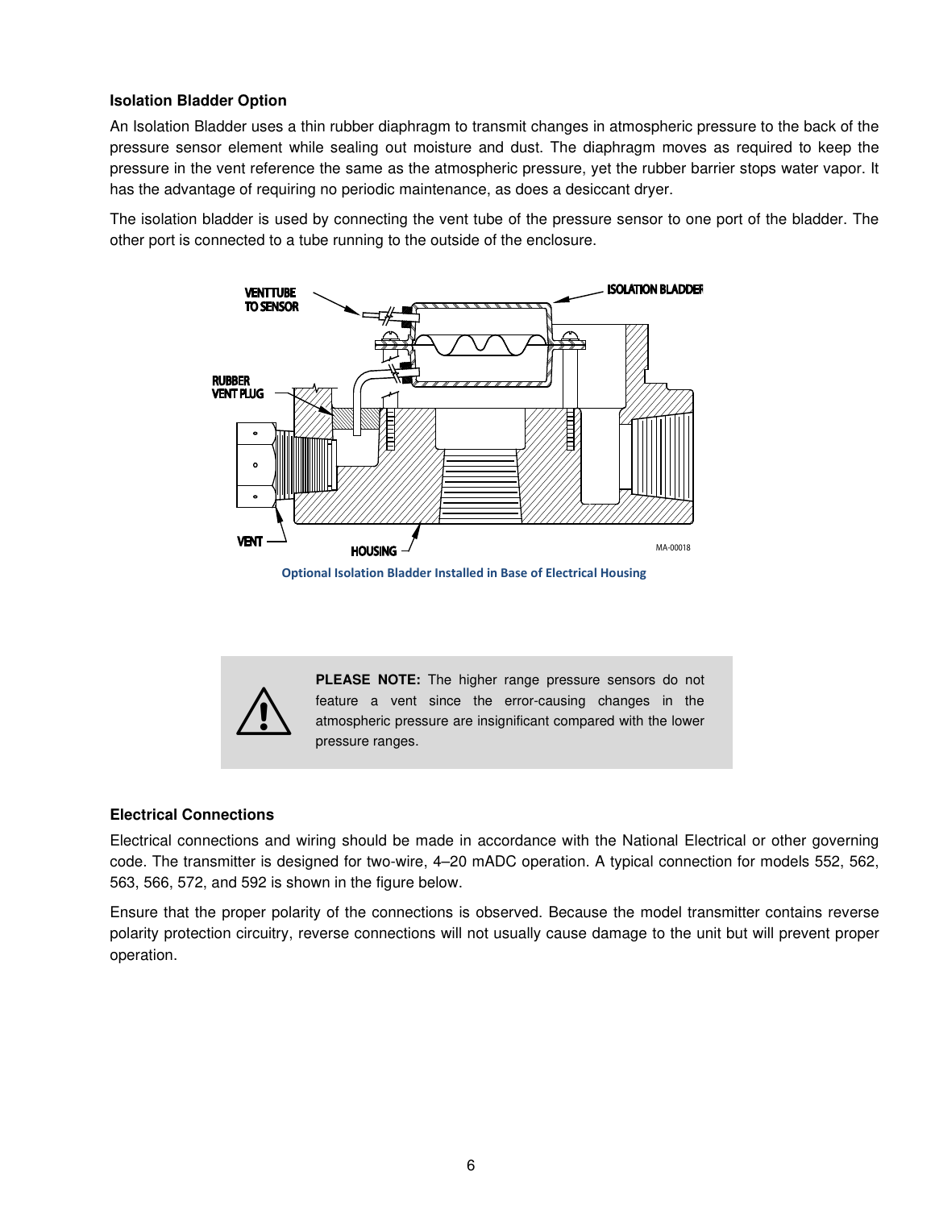### Isolation Bladder Option

An Isolation Bladder uses a thin rubber diaphragm to transmit changes in atmospheric pressure to the back of the pressure sensor element while sealing out moisture and dust. The diaphragm moves as required to keep the pressure in the vent reference the same as the atmospheric pressure, yet the rubber barrier stops water vapor. It has the advantage of requiring no periodic maintenance, as does a desiccant dryer.

The isolation bladder is used by connecting the vent tube of the pressure sensor to one port of the bladder. The other port is connected to a tube running to the outside of the enclosure.

Optional Isolation Bladder Installed in Base of Electrical Housing

> **PLEASE NOTE:** The higher range pressure sensors do not feature a vent since the error-causing changes in the atmospheric pressure are insignificant compared with the lower pressure ranges.

### Electrical Connections

Electrical connections and wiring should be made in accordance with the National Electrical or other governing code. The transmitter is designed for two-wire, 4–20 mADC operation. A typical connection for models 552, 562, 563, 566, 572, and 592 is shown in the figure below.

Ensure that the proper polarity of the connections is observed. Because the model transmitter contains reverse polarity protection circuitry, reverse connections will not usually cause damage to the unit but will prevent proper operation.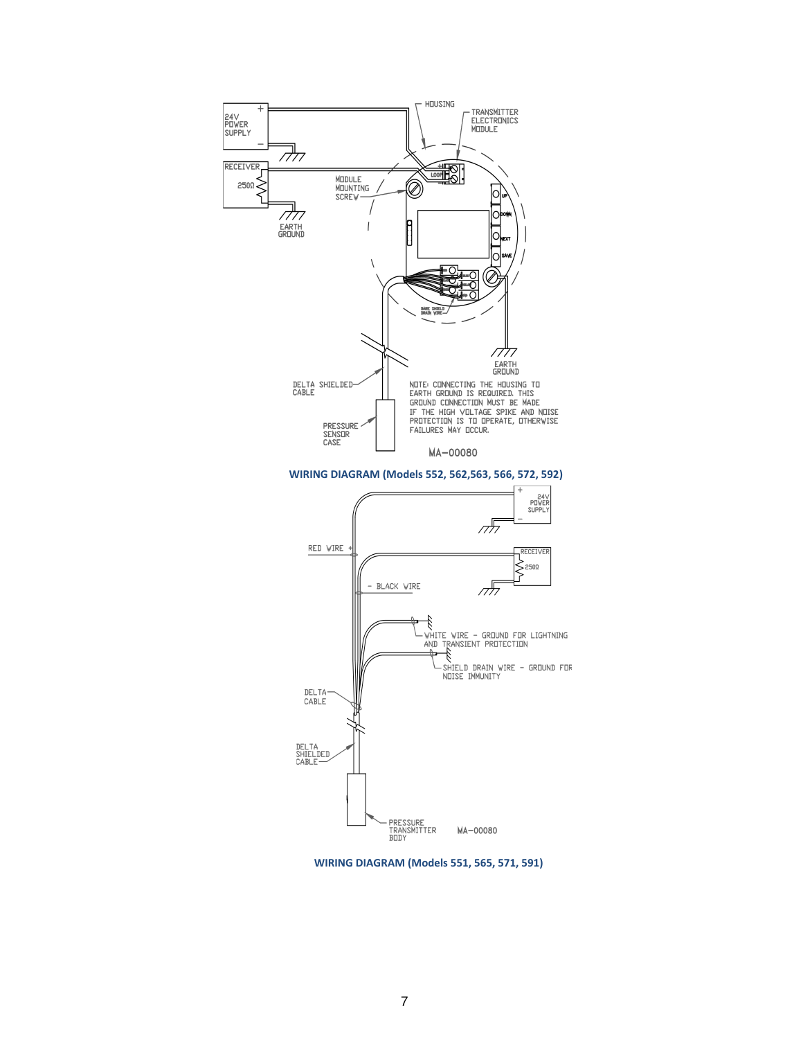24V POWER SUPPLY

RECEIVER 250Ω

EARTH GROUND

HOUSING

TRANSMITTER ELECTRONICS MODULE

MODULE MOUNTING SCREW

LOOP

UP

DOWN

NEXT

SAVE

BARE SHIELD DRAIN WIRE

EARTH GROUND

DELTA SHIELDED CABLE

PRESSURE SENSOR CASE

NOTE: CONNECTING THE HOUSING TO EARTH GROUND IS REQUIRED. THIS GROUND CONNECTION MUST BE MADE IF THE HIGH VOLTAGE SPIKE AND NOISE PROTECTION IS TO OPERATE, OTHERWISE FAILURES MAY OCCUR.

MA–00080

**WIRING DIAGRAM (Models 552, 562,563, 566, 572, 592)**

24V POWER SUPPLY

RED WIRE +

RECEIVER 250Ω

– BLACK WIRE

WHITE WIRE – GROUND FOR LIGHTNING AND TRANSIENT PROTECTION

SHIELD DRAIN WIRE – GROUND FOR NOISE IMMUNITY

DELTA CABLE

DELTA SHIELDED CABLE

PRESSURE TRANSMITTER BODY

MA–00080

**WIRING DIAGRAM (Models 551, 565, 571, 591)**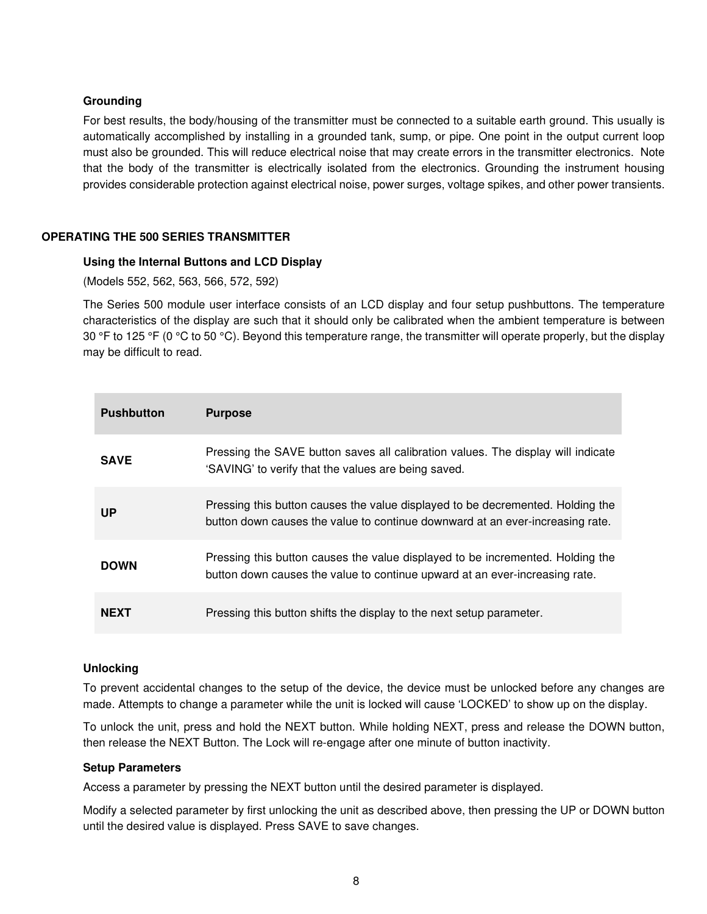### Grounding

For best results, the body/housing of the transmitter must be connected to a suitable earth ground. This usually is automatically accomplished by installing in a grounded tank, sump, or pipe. One point in the output current loop must also be grounded. This will reduce electrical noise that may create errors in the transmitter electronics. Note that the body of the transmitter is electrically isolated from the electronics. Grounding the instrument housing provides considerable protection against electrical noise, power surges, voltage spikes, and other power transients.

## OPERATING THE 500 SERIES TRANSMITTER

### Using the Internal Buttons and LCD Display

(Models 552, 562, 563, 566, 572, 592)

The Series 500 module user interface consists of an LCD display and four setup pushbuttons. The temperature characteristics of the display are such that it should only be calibrated when the ambient temperature is between 30 °F to 125 °F (0 °C to 50 °C). Beyond this temperature range, the transmitter will operate properly, but the display may be difficult to read.

| Pushbutton | Purpose |
|---|---|
| **SAVE** | Pressing the SAVE button saves all calibration values. The display will indicate ‘SAVING’ to verify that the values are being saved. |
| **UP** | Pressing this button causes the value displayed to be decremented. Holding the button down causes the value to continue downward at an ever-increasing rate. |
| **DOWN** | Pressing this button causes the value displayed to be incremented. Holding the button down causes the value to continue upward at an ever-increasing rate. |
| **NEXT** | Pressing this button shifts the display to the next setup parameter. |

### Unlocking

To prevent accidental changes to the setup of the device, the device must be unlocked before any changes are made. Attempts to change a parameter while the unit is locked will cause ‘LOCKED’ to show up on the display.

To unlock the unit, press and hold the NEXT button. While holding NEXT, press and release the DOWN button, then release the NEXT Button. The Lock will re-engage after one minute of button inactivity.

### Setup Parameters

Access a parameter by pressing the NEXT button until the desired parameter is displayed.

Modify a selected parameter by first unlocking the unit as described above, then pressing the UP or DOWN button until the desired value is displayed. Press SAVE to save changes.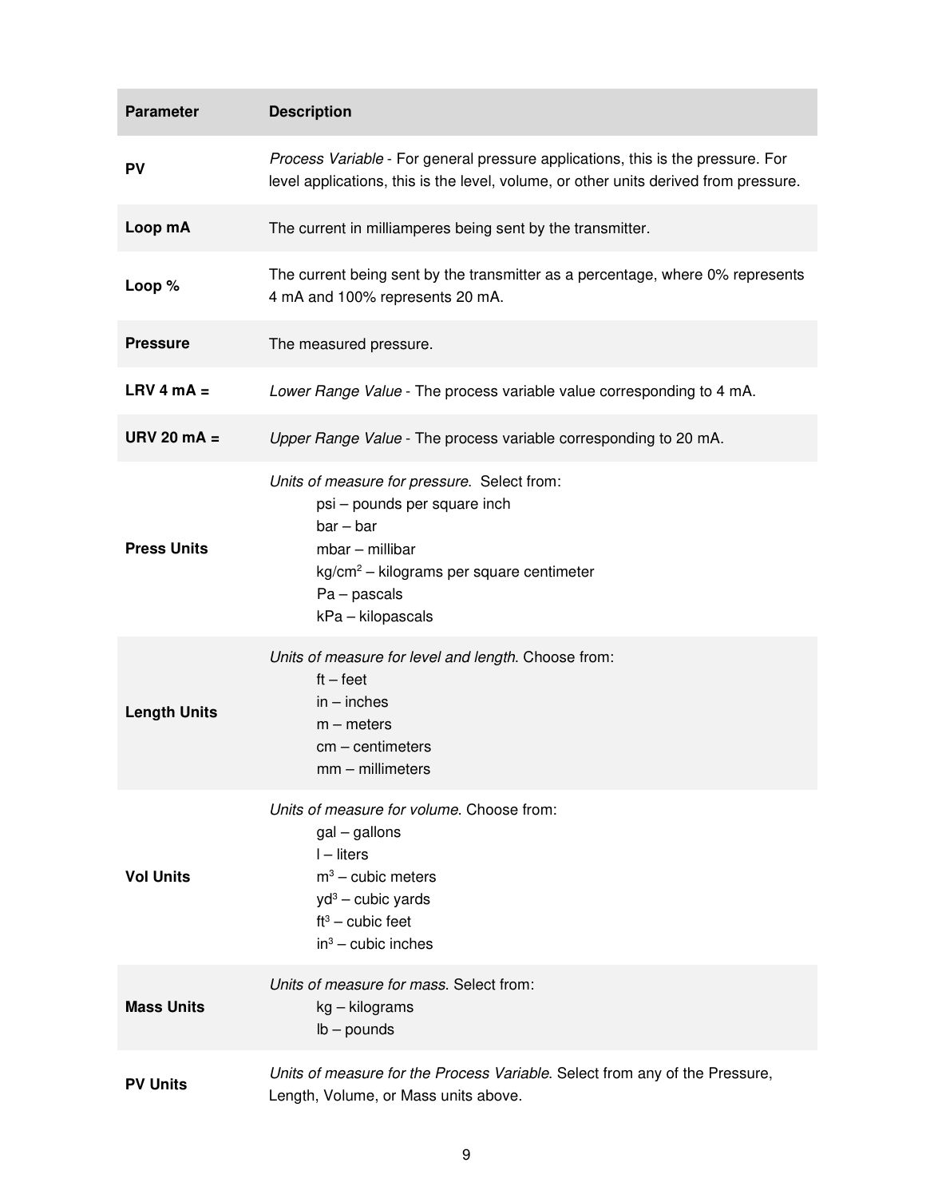| Parameter | Description |
| --- | --- |
| **PV** | *Process Variable* - For general pressure applications, this is the pressure. For level applications, this is the level, volume, or other units derived from pressure. |
| **Loop mA** | The current in milliamperes being sent by the transmitter. |
| **Loop %** | The current being sent by the transmitter as a percentage, where 0% represents 4 mA and 100% represents 20 mA. |
| **Pressure** | The measured pressure. |
| **LRV 4 mA =** | *Lower Range Value* - The process variable value corresponding to 4 mA. |
| **URV 20 mA =** | *Upper Range Value* - The process variable corresponding to 20 mA. |
| **Press Units** | *Units of measure for pressure.* Select from:<br>psi – pounds per square inch<br>bar – bar<br>mbar – millibar<br>kg/cm$^2$ – kilograms per square centimeter<br>Pa – pascals<br>kPa – kilopascals |
| **Length Units** | *Units of measure for level and length*. Choose from:<br>ft – feet<br>in – inches<br>m – meters<br>cm – centimeters<br>mm – millimeters |
| **Vol Units** | *Units of measure for volume*. Choose from:<br>gal – gallons<br>l – liters<br>m$^3$ – cubic meters<br>yd$^3$ – cubic yards<br>ft$^3$ – cubic feet<br>in$^3$ – cubic inches |
| **Mass Units** | *Units of measure for mass*. Select from:<br>kg – kilograms<br>lb – pounds |
| **PV Units** | *Units of measure for the Process Variable*. Select from any of the Pressure, Length, Volume, or Mass units above. |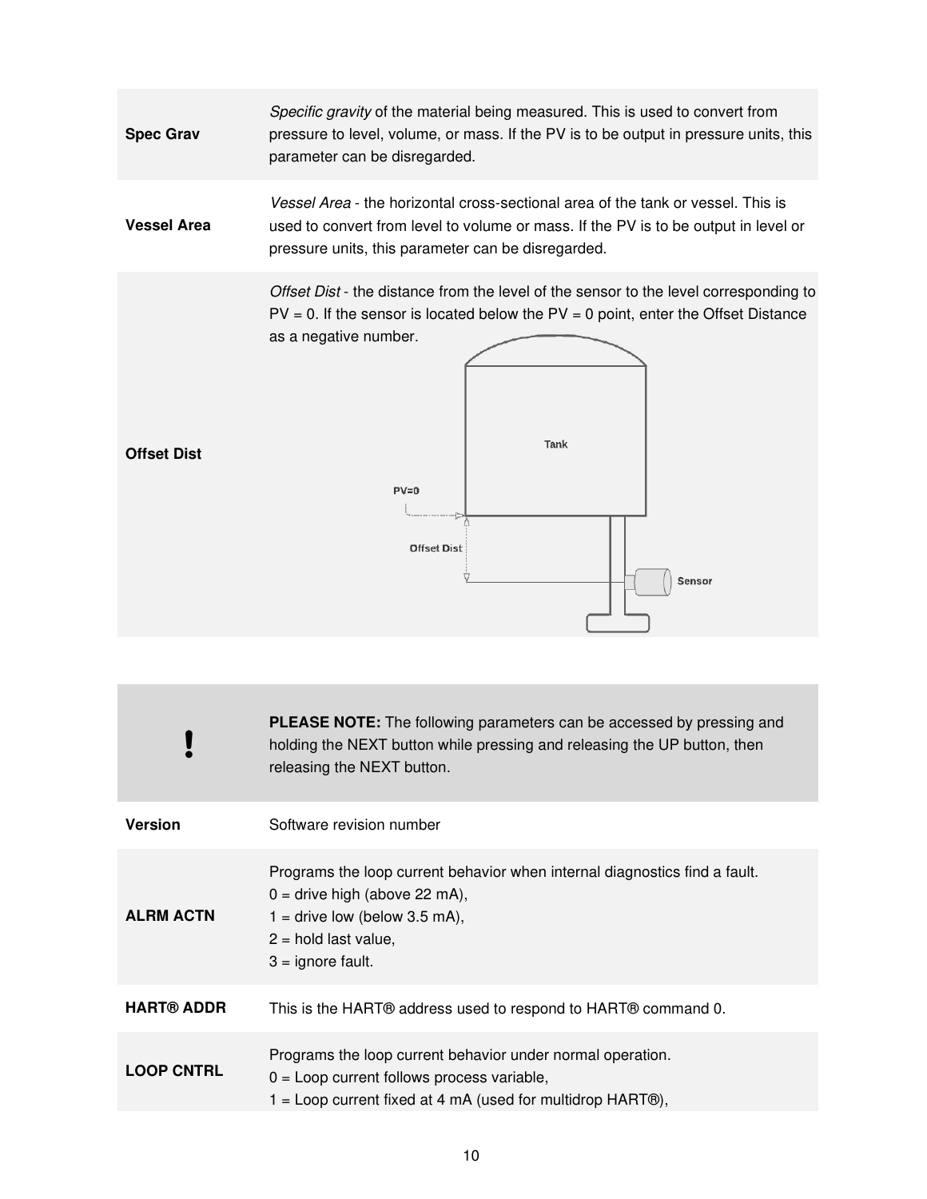| | |
|---|---|
| **Spec Grav** | *Specific gravity* of the material being measured. This is used to convert from pressure to level, volume, or mass. If the PV is to be output in pressure units, this parameter can be disregarded. |
| **Vessel Area** | *Vessel Area* - the horizontal cross-sectional area of the tank or vessel. This is used to convert from level to volume or mass. If the PV is to be output in level or pressure units, this parameter can be disregarded. |
| **Offset Dist** | *Offset Dist* - the distance from the level of the sensor to the level corresponding to PV = 0. If the sensor is located below the PV = 0 point, enter the Offset Distance as a negative number. |

| | |
|---|---|
| **!** | **PLEASE NOTE:** The following parameters can be accessed by pressing and holding the NEXT button while pressing and releasing the UP button, then releasing the NEXT button. |
| **Version** | Software revision number |
| **ALRM ACTN** | Programs the loop current behavior when internal diagnostics find a fault.<br>0 = drive high (above 22 mA),<br>1 = drive low (below 3.5 mA),<br>2 = hold last value,<br>3 = ignore fault. |
| **HART® ADDR** | This is the HART® address used to respond to HART® command 0. |
| **LOOP CNTRL** | Programs the loop current behavior under normal operation.<br>0 = Loop current follows process variable,<br>1 = Loop current fixed at 4 mA (used for multidrop HART®), |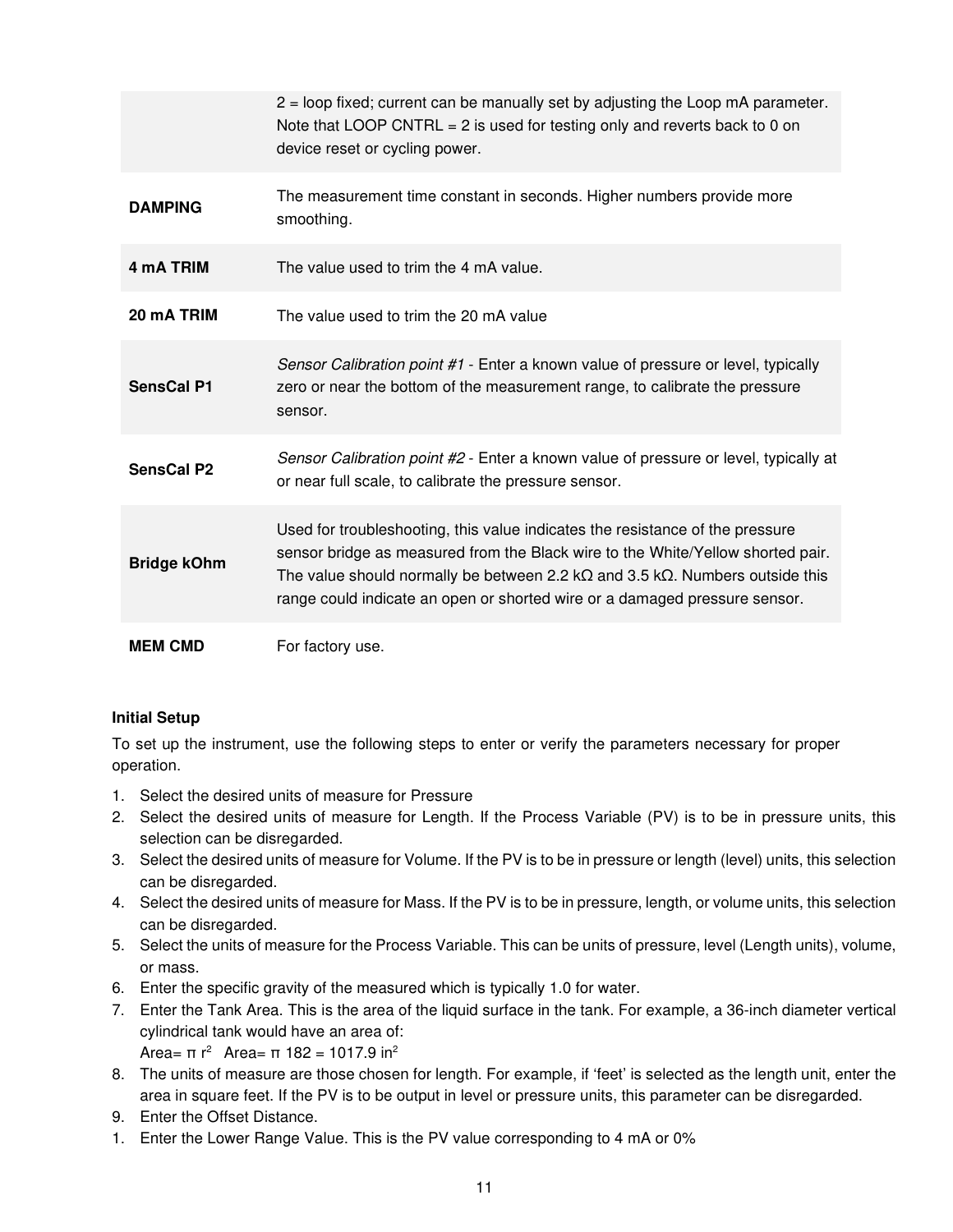| | |
|---|---|
| | 2 = loop fixed; current can be manually set by adjusting the Loop mA parameter. Note that LOOP CNTRL = 2 is used for testing only and reverts back to 0 on device reset or cycling power. |
| **DAMPING** | The measurement time constant in seconds. Higher numbers provide more smoothing. |
| **4 mA TRIM** | The value used to trim the 4 mA value. |
| **20 mA TRIM** | The value used to trim the 20 mA value |
| **SensCal P1** | *Sensor Calibration point #1* - Enter a known value of pressure or level, typically zero or near the bottom of the measurement range, to calibrate the pressure sensor. |
| **SensCal P2** | *Sensor Calibration point #2* - Enter a known value of pressure or level, typically at or near full scale, to calibrate the pressure sensor. |
| **Bridge kOhm** | Used for troubleshooting, this value indicates the resistance of the pressure sensor bridge as measured from the Black wire to the White/Yellow shorted pair. The value should normally be between 2.2 kΩ and 3.5 kΩ. Numbers outside this range could indicate an open or shorted wire or a damaged pressure sensor. |
| **MEM CMD** | For factory use. |

**Initial Setup**

To set up the instrument, use the following steps to enter or verify the parameters necessary for proper operation.

1. Select the desired units of measure for Pressure
2. Select the desired units of measure for Length. If the Process Variable (PV) is to be in pressure units, this selection can be disregarded.
3. Select the desired units of measure for Volume. If the PV is to be in pressure or length (level) units, this selection can be disregarded.
4. Select the desired units of measure for Mass. If the PV is to be in pressure, length, or volume units, this selection can be disregarded.
5. Select the units of measure for the Process Variable. This can be units of pressure, level (Length units), volume, or mass.
6. Enter the specific gravity of the measured which is typically 1.0 for water.
7. Enter the Tank Area. This is the area of the liquid surface in the tank. For example, a 36-inch diameter vertical cylindrical tank would have an area of:
   Area= $\pi r^2$   Area= $\pi$ 182 = 1017.9 $in^2$
8. The units of measure are those chosen for length. For example, if ‘feet’ is selected as the length unit, enter the area in square feet. If the PV is to be output in level or pressure units, this parameter can be disregarded.
9. Enter the Offset Distance.
1. Enter the Lower Range Value. This is the PV value corresponding to 4 mA or 0%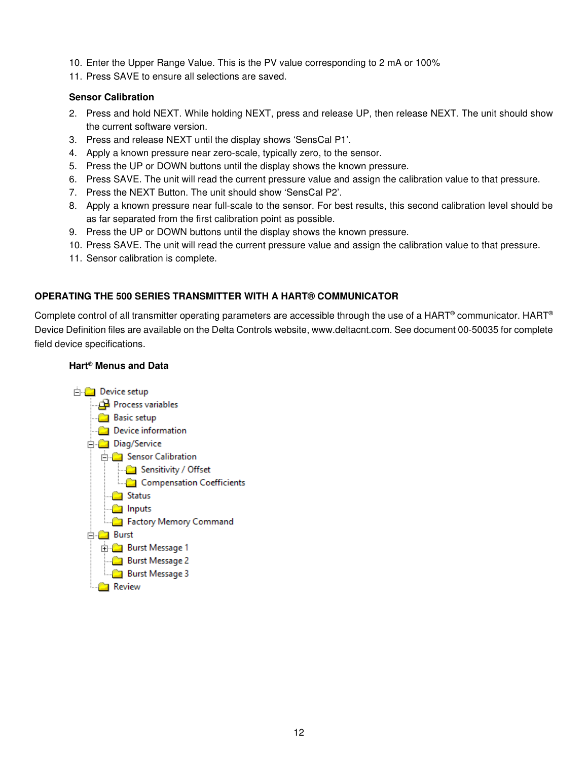10. Enter the Upper Range Value. This is the PV value corresponding to 2 mA or 100%
11. Press SAVE to ensure all selections are saved.

**Sensor Calibration**

2. Press and hold NEXT. While holding NEXT, press and release UP, then release NEXT. The unit should show the current software version.
3. Press and release NEXT until the display shows 'SensCal P1'.
4. Apply a known pressure near zero-scale, typically zero, to the sensor.
5. Press the UP or DOWN buttons until the display shows the known pressure.
6. Press SAVE. The unit will read the current pressure value and assign the calibration value to that pressure.
7. Press the NEXT Button. The unit should show 'SensCal P2'.
8. Apply a known pressure near full-scale to the sensor. For best results, this second calibration level should be as far separated from the first calibration point as possible.
9. Press the UP or DOWN buttons until the display shows the known pressure.
10. Press SAVE. The unit will read the current pressure value and assign the calibration value to that pressure.
11. Sensor calibration is complete.

## OPERATING THE 500 SERIES TRANSMITTER WITH A HART® COMMUNICATOR

Complete control of all transmitter operating parameters are accessible through the use of a HART® communicator. HART® Device Definition files are available on the Delta Controls website, www.deltacnt.com. See document 00-50035 for complete field device specifications.

**Hart® Menus and Data**

- Device setup
  - Process variables
  - Basic setup
  - Device information
  - Diag/Service
    - Sensor Calibration
      - Sensitivity / Offset
      - Compensation Coefficients
    - Status
    - Inputs
    - Factory Memory Command
  - Burst
    - Burst Message 1
    - Burst Message 2
    - Burst Message 3
  - Review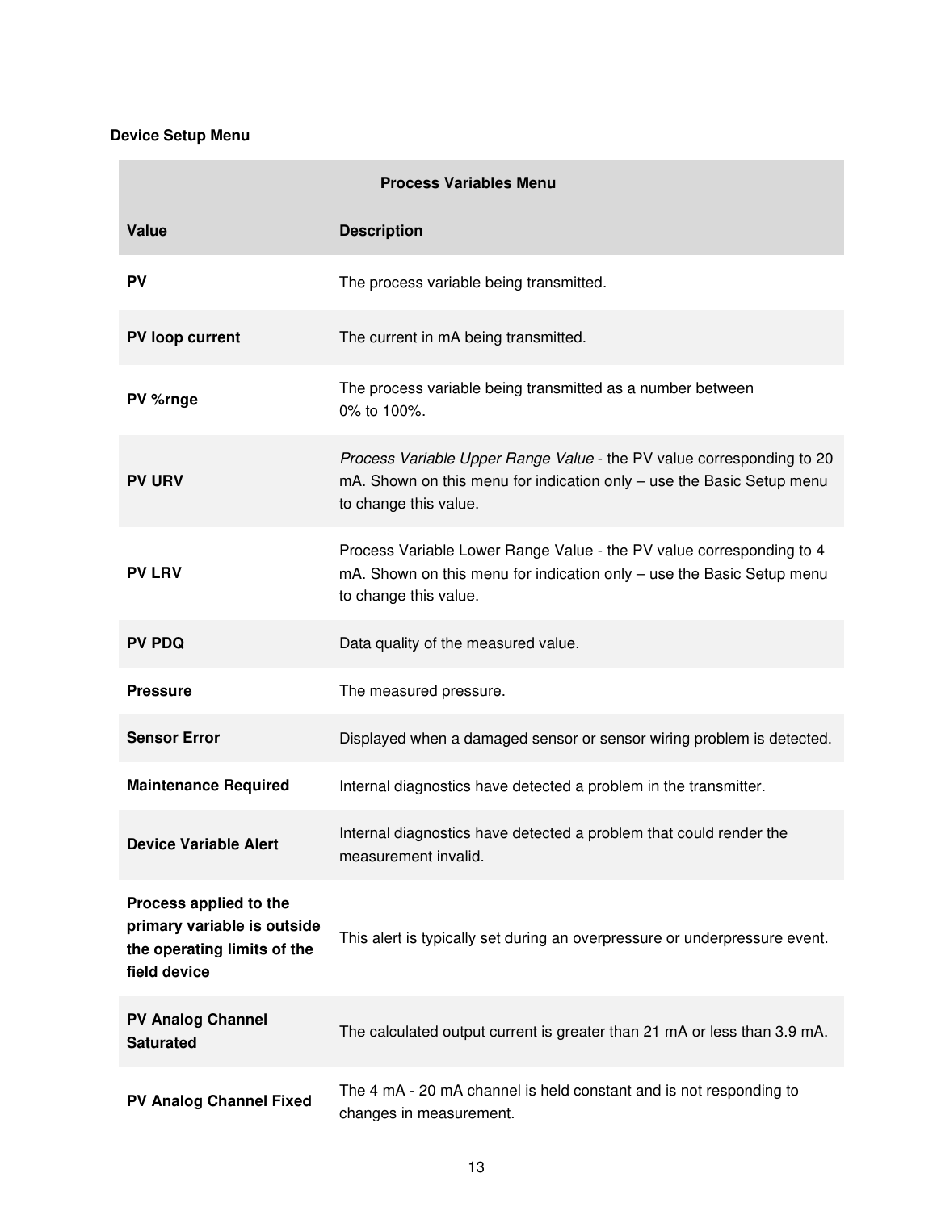**Device Setup Menu**

| Process Variables Menu | |
|---|---|
| **Value** | **Description** |
| **PV** | The process variable being transmitted. |
| **PV loop current** | The current in mA being transmitted. |
| **PV %rnge** | The process variable being transmitted as a number between 0% to 100%. |
| **PV URV** | *Process Variable Upper Range Value* - the PV value corresponding to 20 mA. Shown on this menu for indication only – use the Basic Setup menu to change this value. |
| **PV LRV** | Process Variable Lower Range Value - the PV value corresponding to 4 mA. Shown on this menu for indication only – use the Basic Setup menu to change this value. |
| **PV PDQ** | Data quality of the measured value. |
| **Pressure** | The measured pressure. |
| **Sensor Error** | Displayed when a damaged sensor or sensor wiring problem is detected. |
| **Maintenance Required** | Internal diagnostics have detected a problem in the transmitter. |
| **Device Variable Alert** | Internal diagnostics have detected a problem that could render the measurement invalid. |
| **Process applied to the primary variable is outside the operating limits of the field device** | This alert is typically set during an overpressure or underpressure event. |
| **PV Analog Channel Saturated** | The calculated output current is greater than 21 mA or less than 3.9 mA. |
| **PV Analog Channel Fixed** | The 4 mA - 20 mA channel is held constant and is not responding to changes in measurement. |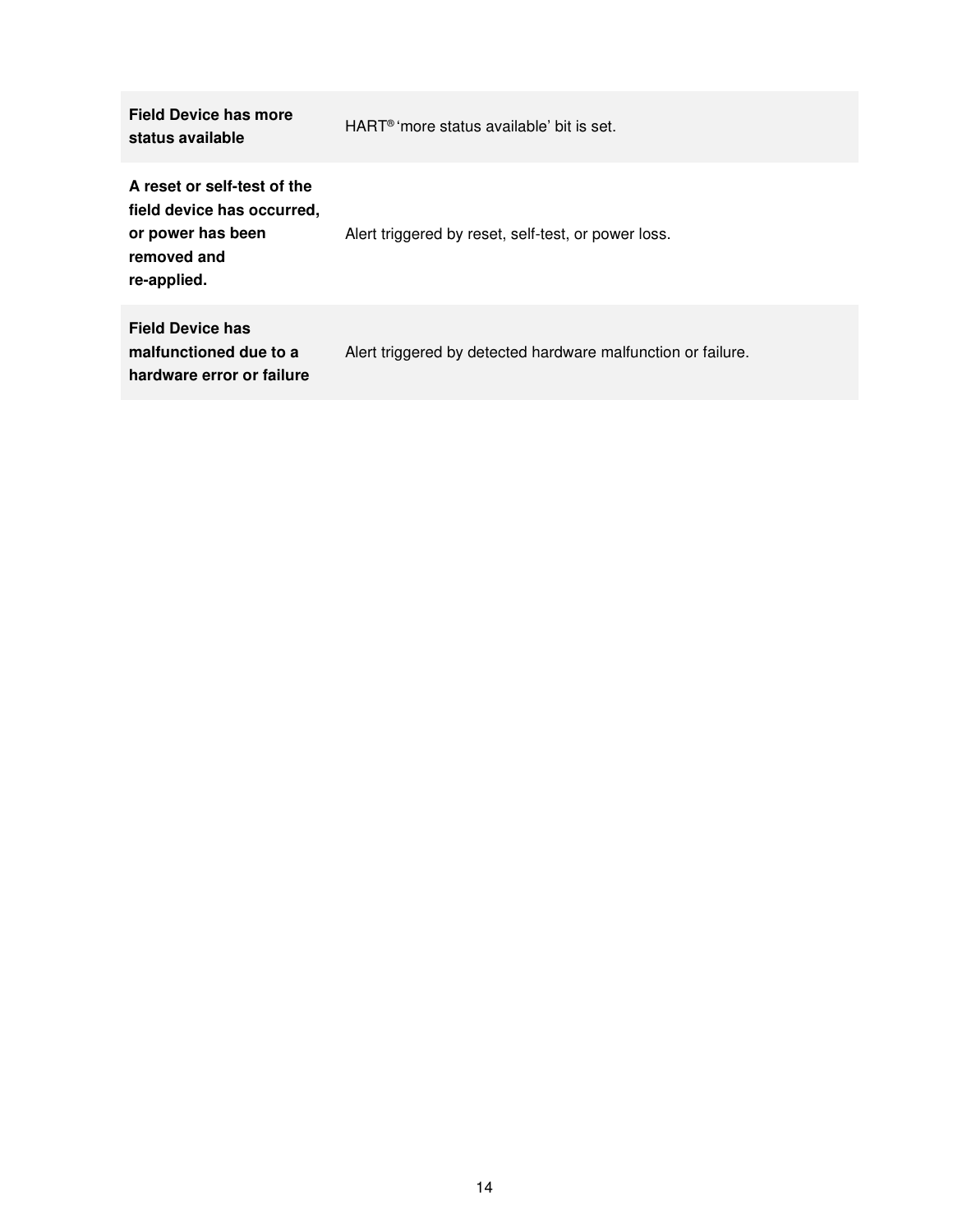| | |
|---|---|
| **Field Device has more status available** | HART® ‘more status available’ bit is set. |
| **A reset or self-test of the field device has occurred, or power has been removed and re-applied.** | Alert triggered by reset, self-test, or power loss. |
| **Field Device has malfunctioned due to a hardware error or failure** | Alert triggered by detected hardware malfunction or failure. |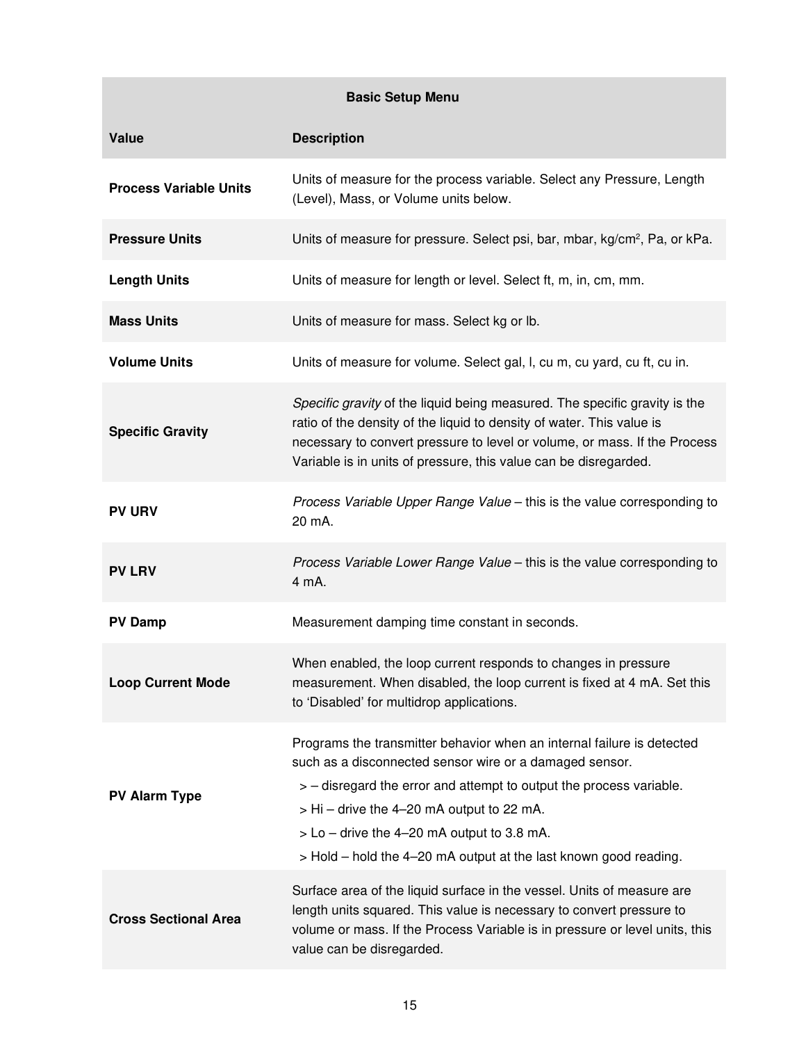| Basic Setup Menu | |
|---|---|
| **Value** | **Description** |
| **Process Variable Units** | Units of measure for the process variable. Select any Pressure, Length (Level), Mass, or Volume units below. |
| **Pressure Units** | Units of measure for pressure. Select psi, bar, mbar, kg/cm², Pa, or kPa. |
| **Length Units** | Units of measure for length or level. Select ft, m, in, cm, mm. |
| **Mass Units** | Units of measure for mass. Select kg or lb. |
| **Volume Units** | Units of measure for volume. Select gal, l, cu m, cu yard, cu ft, cu in. |
| **Specific Gravity** | *Specific gravity* of the liquid being measured. The specific gravity is the ratio of the density of the liquid to density of water. This value is necessary to convert pressure to level or volume, or mass. If the Process Variable is in units of pressure, this value can be disregarded. |
| **PV URV** | *Process Variable Upper Range Value* – this is the value corresponding to 20 mA. |
| **PV LRV** | *Process Variable Lower Range Value* – this is the value corresponding to 4 mA. |
| **PV Damp** | Measurement damping time constant in seconds. |
| **Loop Current Mode** | When enabled, the loop current responds to changes in pressure measurement. When disabled, the loop current is fixed at 4 mA. Set this to 'Disabled' for multidrop applications. |
| **PV Alarm Type** | Programs the transmitter behavior when an internal failure is detected such as a disconnected sensor wire or a damaged sensor.<br>> – disregard the error and attempt to output the process variable.<br>> Hi – drive the 4–20 mA output to 22 mA.<br>> Lo – drive the 4–20 mA output to 3.8 mA.<br>> Hold – hold the 4–20 mA output at the last known good reading. |
| **Cross Sectional Area** | Surface area of the liquid surface in the vessel. Units of measure are length units squared. This value is necessary to convert pressure to volume or mass. If the Process Variable is in pressure or level units, this value can be disregarded. |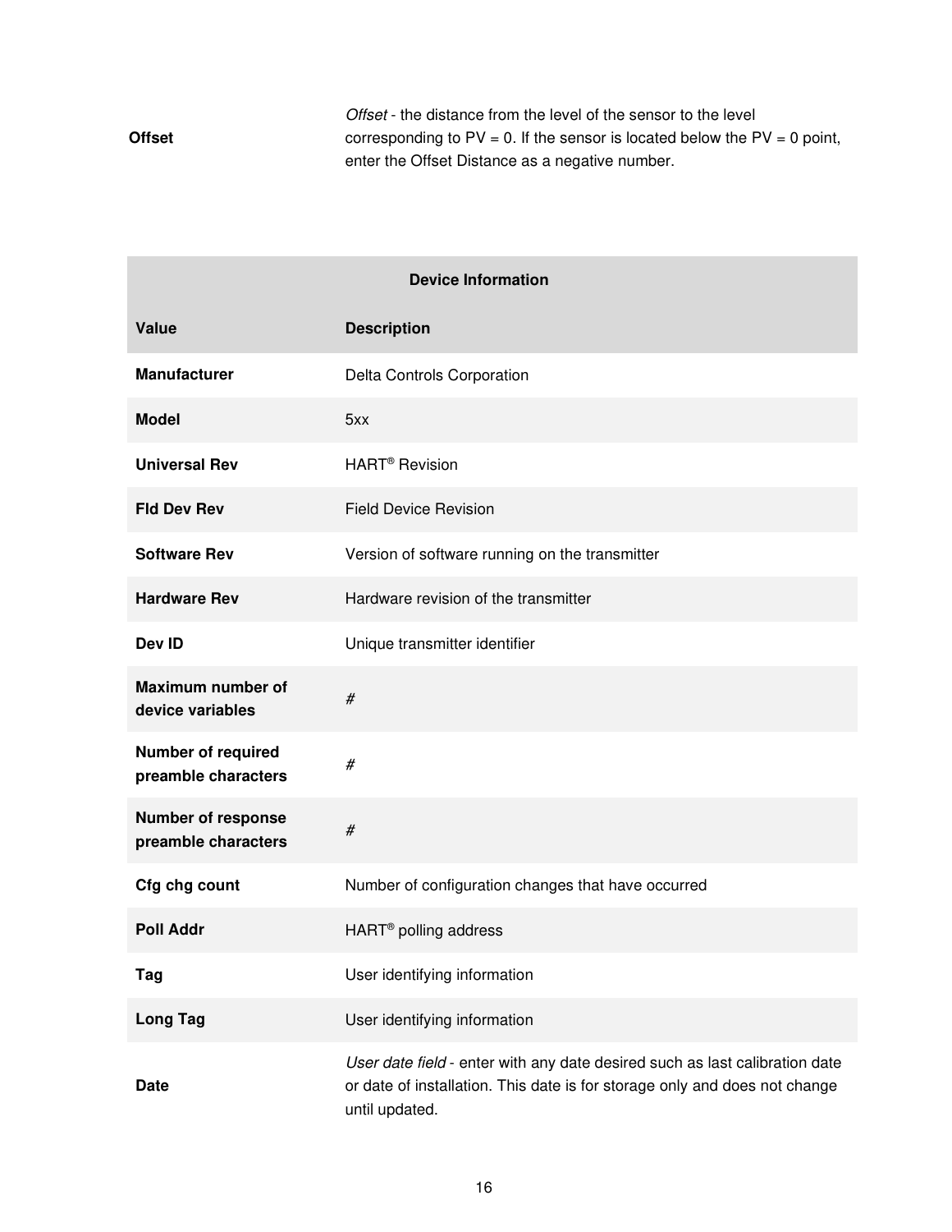| | |
|---|---|
| **Offset** | *Offset* - the distance from the level of the sensor to the level corresponding to PV = 0. If the sensor is located below the PV = 0 point, enter the Offset Distance as a negative number. |

| **Device Information** | |
|---|---|
| **Value** | **Description** |
| **Manufacturer** | Delta Controls Corporation |
| **Model** | 5xx |
| **Universal Rev** | HART® Revision |
| **Fld Dev Rev** | Field Device Revision |
| **Software Rev** | Version of software running on the transmitter |
| **Hardware Rev** | Hardware revision of the transmitter |
| **Dev ID** | Unique transmitter identifier |
| **Maximum number of device variables** | # |
| **Number of required preamble characters** | # |
| **Number of response preamble characters** | # |
| **Cfg chg count** | Number of configuration changes that have occurred |
| **Poll Addr** | HART® polling address |
| **Tag** | User identifying information |
| **Long Tag** | User identifying information |
| **Date** | *User date field* - enter with any date desired such as last calibration date or date of installation. This date is for storage only and does not change until updated. |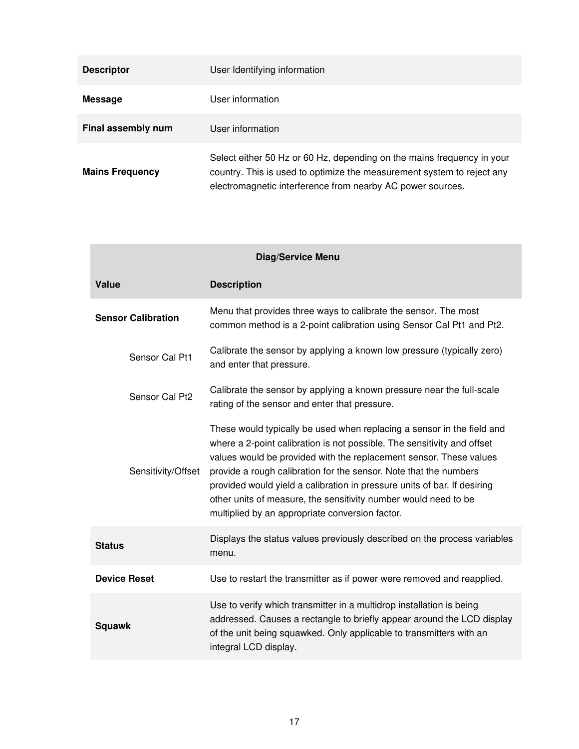| | |
|---|---|
| **Descriptor** | User Identifying information |
| **Message** | User information |
| **Final assembly num** | User information |
| **Mains Frequency** | Select either 50 Hz or 60 Hz, depending on the mains frequency in your country. This is used to optimize the measurement system to reject any electromagnetic interference from nearby AC power sources. |

| **Diag/Service Menu** | |
|---|---|
| **Value** | **Description** |
| **Sensor Calibration** | Menu that provides three ways to calibrate the sensor. The most common method is a 2-point calibration using Sensor Cal Pt1 and Pt2. |
| Sensor Cal Pt1 | Calibrate the sensor by applying a known low pressure (typically zero) and enter that pressure. |
| Sensor Cal Pt2 | Calibrate the sensor by applying a known pressure near the full-scale rating of the sensor and enter that pressure. |
| Sensitivity/Offset | These would typically be used when replacing a sensor in the field and where a 2-point calibration is not possible. The sensitivity and offset values would be provided with the replacement sensor. These values provide a rough calibration for the sensor. Note that the numbers provided would yield a calibration in pressure units of bar. If desiring other units of measure, the sensitivity number would need to be multiplied by an appropriate conversion factor. |
| **Status** | Displays the status values previously described on the process variables menu. |
| **Device Reset** | Use to restart the transmitter as if power were removed and reapplied. |
| **Squawk** | Use to verify which transmitter in a multidrop installation is being addressed. Causes a rectangle to briefly appear around the LCD display of the unit being squawked. Only applicable to transmitters with an integral LCD display. |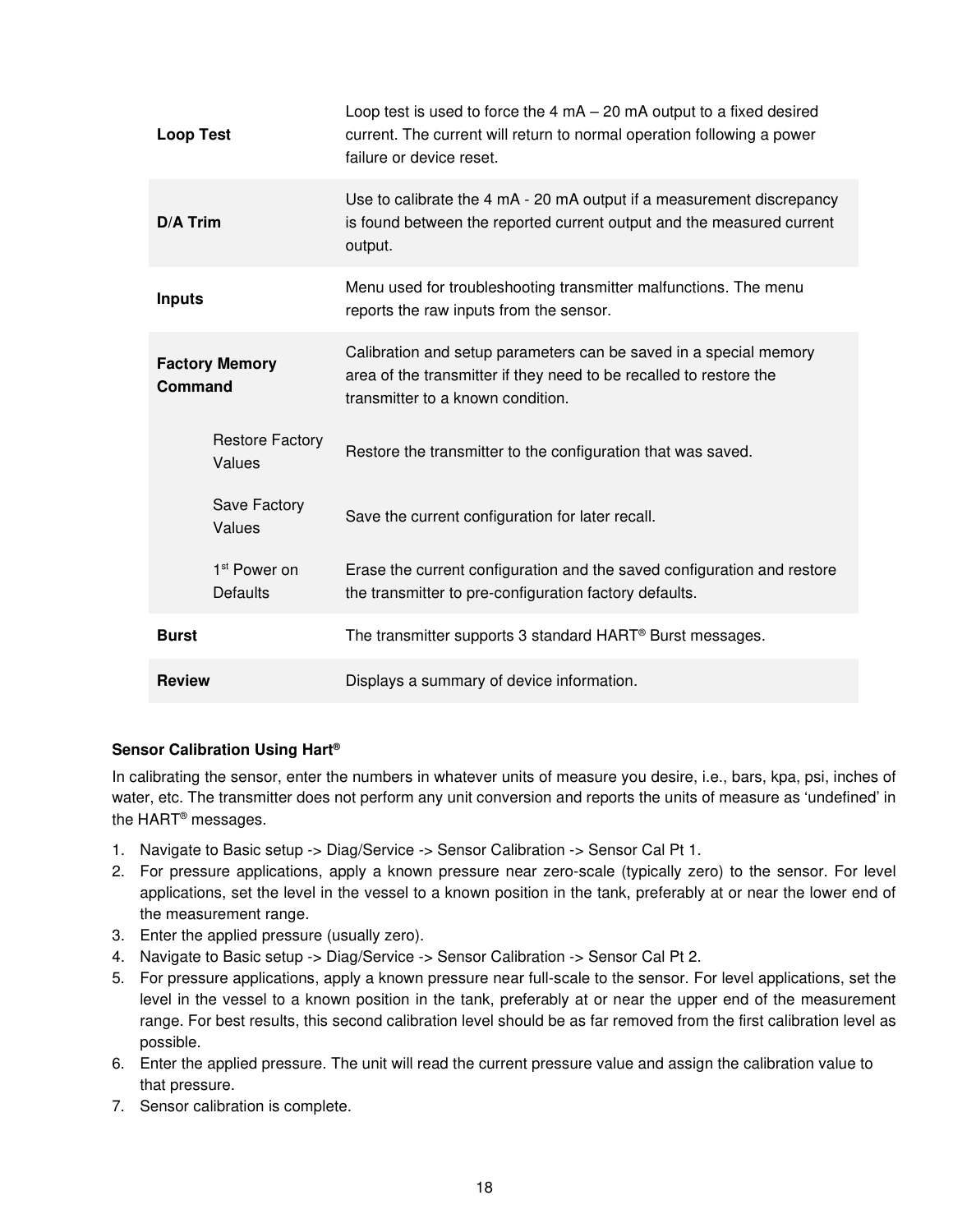| | |
|---|---|
| **Loop Test** | Loop test is used to force the 4 mA – 20 mA output to a fixed desired current. The current will return to normal operation following a power failure or device reset. |
| **D/A Trim** | Use to calibrate the 4 mA - 20 mA output if a measurement discrepancy is found between the reported current output and the measured current output. |
| **Inputs** | Menu used for troubleshooting transmitter malfunctions. The menu reports the raw inputs from the sensor. |
| **Factory Memory Command** | Calibration and setup parameters can be saved in a special memory area of the transmitter if they need to be recalled to restore the transmitter to a known condition. |
| Restore Factory Values | Restore the transmitter to the configuration that was saved. |
| Save Factory Values | Save the current configuration for later recall. |
| 1st Power on Defaults | Erase the current configuration and the saved configuration and restore the transmitter to pre-configuration factory defaults. |
| **Burst** | The transmitter supports 3 standard HART® Burst messages. |
| **Review** | Displays a summary of device information. |

**Sensor Calibration Using Hart®**

In calibrating the sensor, enter the numbers in whatever units of measure you desire, i.e., bars, kpa, psi, inches of water, etc. The transmitter does not perform any unit conversion and reports the units of measure as 'undefined' in the HART® messages.

1. Navigate to Basic setup -> Diag/Service -> Sensor Calibration -> Sensor Cal Pt 1.
2. For pressure applications, apply a known pressure near zero-scale (typically zero) to the sensor. For level applications, set the level in the vessel to a known position in the tank, preferably at or near the lower end of the measurement range.
3. Enter the applied pressure (usually zero).
4. Navigate to Basic setup -> Diag/Service -> Sensor Calibration -> Sensor Cal Pt 2.
5. For pressure applications, apply a known pressure near full-scale to the sensor. For level applications, set the level in the vessel to a known position in the tank, preferably at or near the upper end of the measurement range. For best results, this second calibration level should be as far removed from the first calibration level as possible.
6. Enter the applied pressure. The unit will read the current pressure value and assign the calibration value to that pressure.
7. Sensor calibration is complete.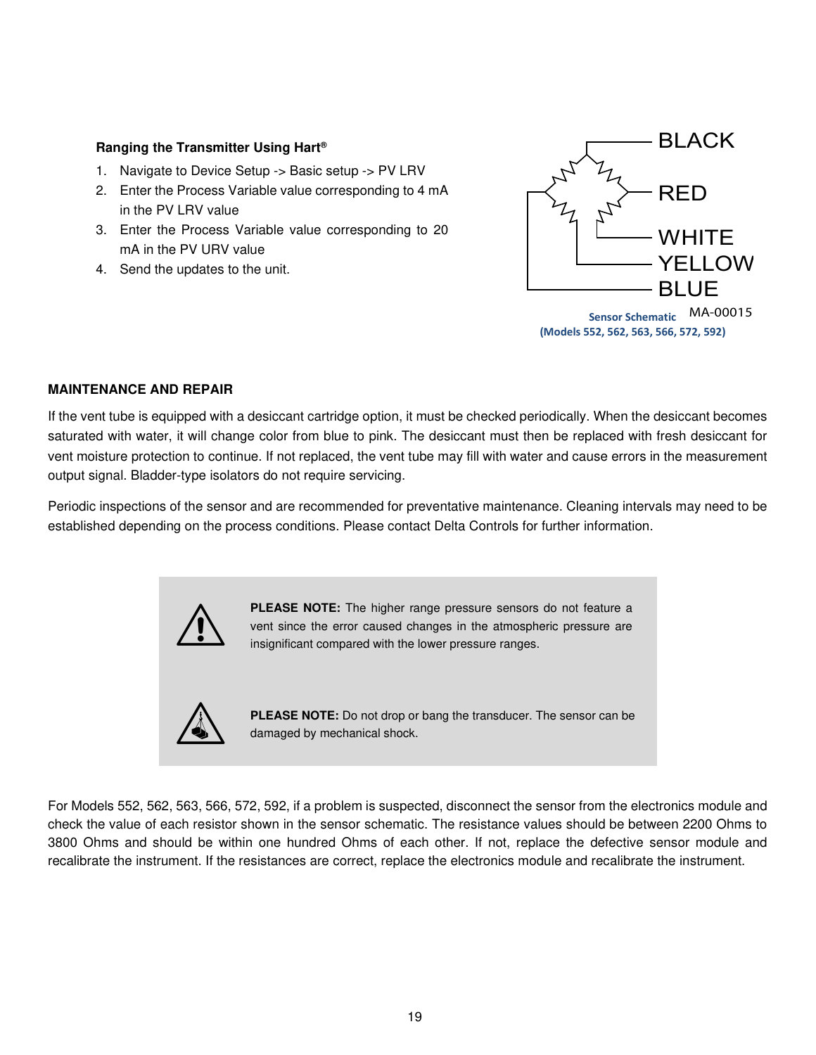**Ranging the Transmitter Using Hart®**

1. Navigate to Device Setup -> Basic setup -> PV LRV
2. Enter the Process Variable value corresponding to 4 mA in the PV LRV value
3. Enter the Process Variable value corresponding to 20 mA in the PV URV value
4. Send the updates to the unit.

BLACK
RED
WHITE
YELLOW
BLUE

Sensor Schematic MA-00015
(Models 552, 562, 563, 566, 572, 592)

**MAINTENANCE AND REPAIR**

If the vent tube is equipped with a desiccant cartridge option, it must be checked periodically. When the desiccant becomes saturated with water, it will change color from blue to pink. The desiccant must then be replaced with fresh desiccant for vent moisture protection to continue. If not replaced, the vent tube may fill with water and cause errors in the measurement output signal. Bladder-type isolators do not require servicing.

Periodic inspections of the sensor and are recommended for preventative maintenance. Cleaning intervals may need to be established depending on the process conditions. Please contact Delta Controls for further information.

**PLEASE NOTE:** The higher range pressure sensors do not feature a vent since the error caused changes in the atmospheric pressure are insignificant compared with the lower pressure ranges.

**PLEASE NOTE:** Do not drop or bang the transducer. The sensor can be damaged by mechanical shock.

For Models 552, 562, 563, 566, 572, 592, if a problem is suspected, disconnect the sensor from the electronics module and check the value of each resistor shown in the sensor schematic. The resistance values should be between 2200 Ohms to 3800 Ohms and should be within one hundred Ohms of each other. If not, replace the defective sensor module and recalibrate the instrument. If the resistances are correct, replace the electronics module and recalibrate the instrument.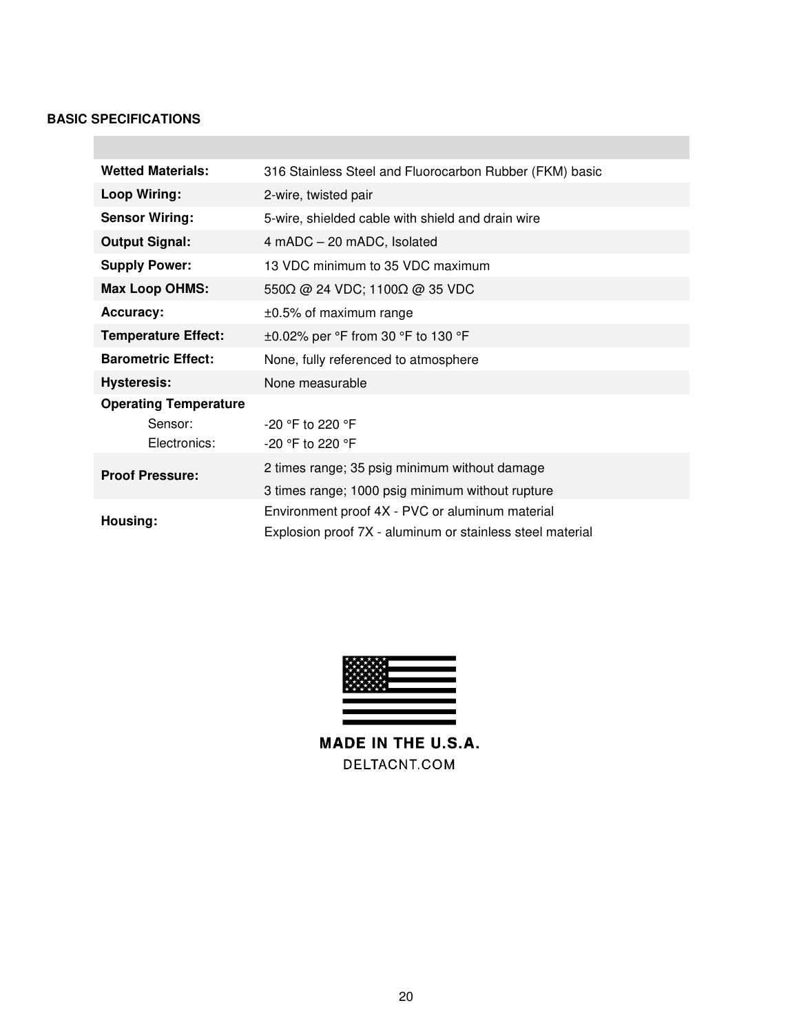## BASIC SPECIFICATIONS

| | |
|---|---|
| **Wetted Materials:** | 316 Stainless Steel and Fluorocarbon Rubber (FKM) basic |
| **Loop Wiring:** | 2-wire, twisted pair |
| **Sensor Wiring:** | 5-wire, shielded cable with shield and drain wire |
| **Output Signal:** | 4 mADC – 20 mADC, Isolated |
| **Supply Power:** | 13 VDC minimum to 35 VDC maximum |
| **Max Loop OHMS:** | 550Ω @ 24 VDC; 1100Ω @ 35 VDC |
| **Accuracy:** | ±0.5% of maximum range |
| **Temperature Effect:** | ±0.02% per °F from 30 °F to 130 °F |
| **Barometric Effect:** | None, fully referenced to atmosphere |
| **Hysteresis:** | None measurable |
| **Operating Temperature** | |
| Sensor: | -20 °F to 220 °F |
| Electronics: | -20 °F to 220 °F |
| **Proof Pressure:** | 2 times range; 35 psig minimum without damage<br>3 times range; 1000 psig minimum without rupture |
| **Housing:** | Environment proof 4X - PVC or aluminum material<br>Explosion proof 7X - aluminum or stainless steel material |

MADE IN THE U.S.A.

DELTACNT.COM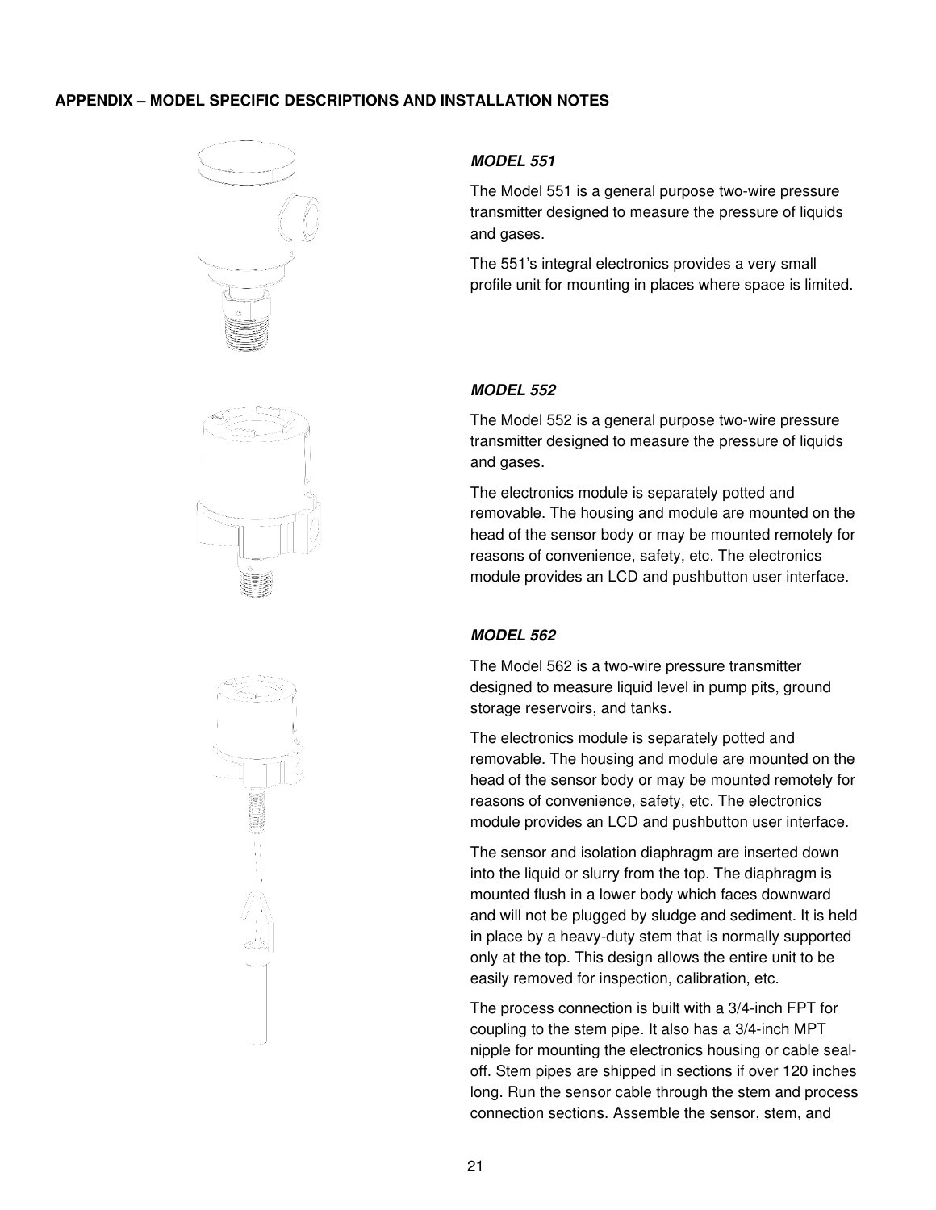**APPENDIX – MODEL SPECIFIC DESCRIPTIONS AND INSTALLATION NOTES**

***MODEL 551***

The Model 551 is a general purpose two-wire pressure transmitter designed to measure the pressure of liquids and gases.

The 551's integral electronics provides a very small profile unit for mounting in places where space is limited.

***MODEL 552***

The Model 552 is a general purpose two-wire pressure transmitter designed to measure the pressure of liquids and gases.

The electronics module is separately potted and removable. The housing and module are mounted on the head of the sensor body or may be mounted remotely for reasons of convenience, safety, etc. The electronics module provides an LCD and pushbutton user interface.

***MODEL 562***

The Model 562 is a two-wire pressure transmitter designed to measure liquid level in pump pits, ground storage reservoirs, and tanks.

The electronics module is separately potted and removable. The housing and module are mounted on the head of the sensor body or may be mounted remotely for reasons of convenience, safety, etc. The electronics module provides an LCD and pushbutton user interface.

The sensor and isolation diaphragm are inserted down into the liquid or slurry from the top. The diaphragm is mounted flush in a lower body which faces downward and will not be plugged by sludge and sediment. It is held in place by a heavy-duty stem that is normally supported only at the top. This design allows the entire unit to be easily removed for inspection, calibration, etc.

The process connection is built with a 3/4-inch FPT for coupling to the stem pipe. It also has a 3/4-inch MPT nipple for mounting the electronics housing or cable seal-off. Stem pipes are shipped in sections if over 120 inches long. Run the sensor cable through the stem and process connection sections. Assemble the sensor, stem, and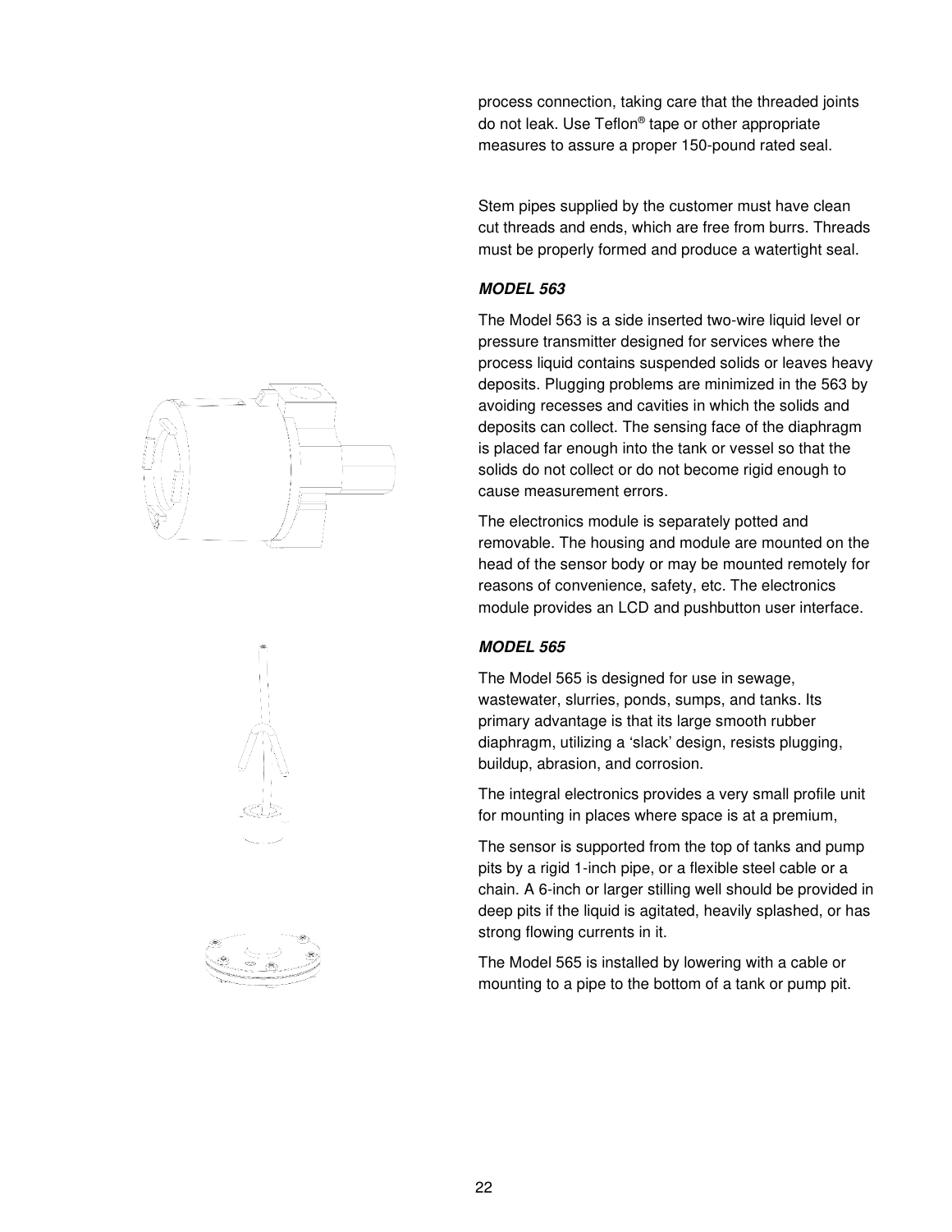process connection, taking care that the threaded joints do not leak. Use Teflon® tape or other appropriate measures to assure a proper 150-pound rated seal.

Stem pipes supplied by the customer must have clean cut threads and ends, which are free from burrs. Threads must be properly formed and produce a watertight seal.

### *MODEL 563*

The Model 563 is a side inserted two-wire liquid level or pressure transmitter designed for services where the process liquid contains suspended solids or leaves heavy deposits. Plugging problems are minimized in the 563 by avoiding recesses and cavities in which the solids and deposits can collect. The sensing face of the diaphragm is placed far enough into the tank or vessel so that the solids do not collect or do not become rigid enough to cause measurement errors.

The electronics module is separately potted and removable. The housing and module are mounted on the head of the sensor body or may be mounted remotely for reasons of convenience, safety, etc. The electronics module provides an LCD and pushbutton user interface.

### *MODEL 565*

The Model 565 is designed for use in sewage, wastewater, slurries, ponds, sumps, and tanks. Its primary advantage is that its large smooth rubber diaphragm, utilizing a 'slack' design, resists plugging, buildup, abrasion, and corrosion.

The integral electronics provides a very small profile unit for mounting in places where space is at a premium,

The sensor is supported from the top of tanks and pump pits by a rigid 1-inch pipe, or a flexible steel cable or a chain. A 6-inch or larger stilling well should be provided in deep pits if the liquid is agitated, heavily splashed, or has strong flowing currents in it.

The Model 565 is installed by lowering with a cable or mounting to a pipe to the bottom of a tank or pump pit.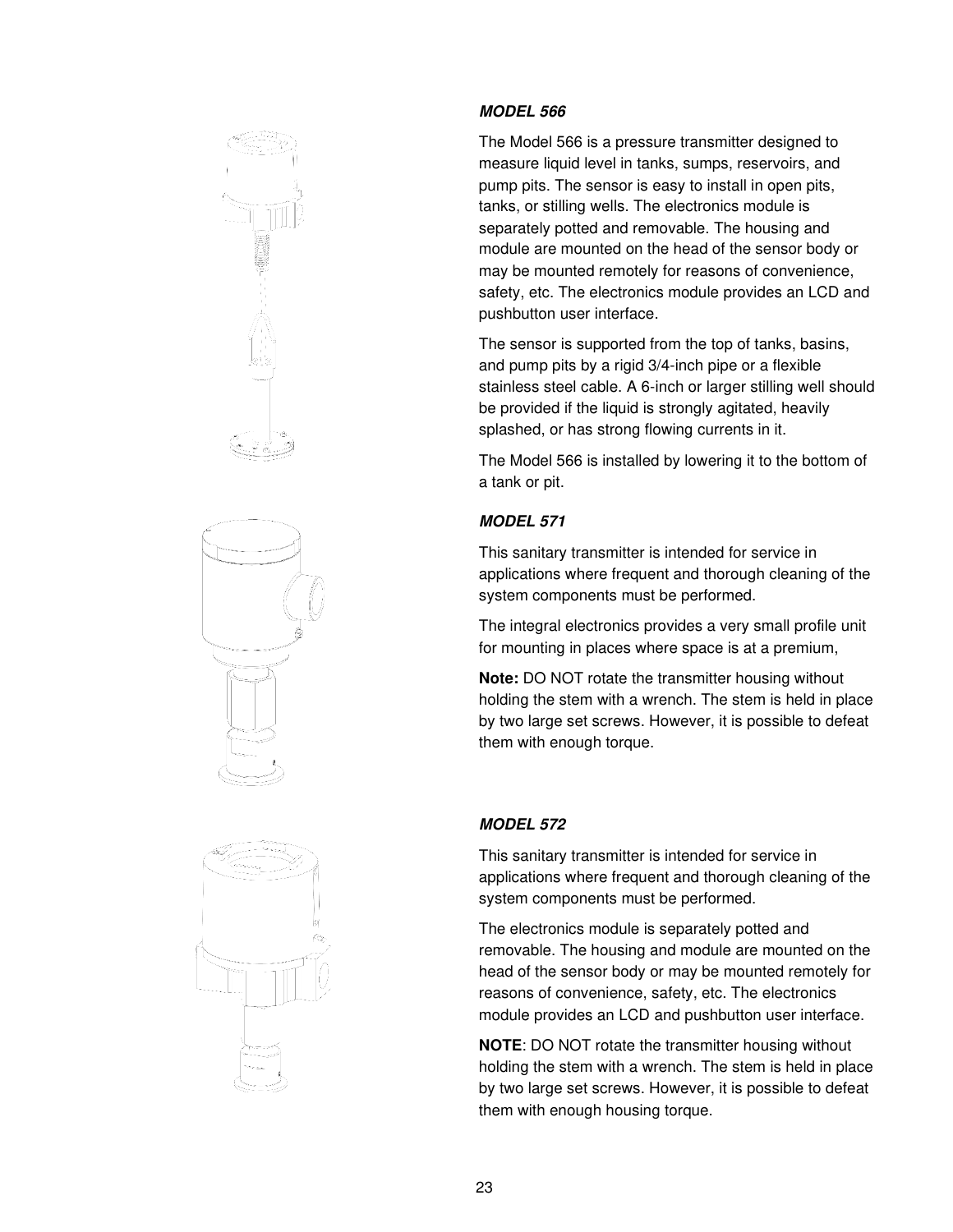***MODEL 566***

The Model 566 is a pressure transmitter designed to measure liquid level in tanks, sumps, reservoirs, and pump pits. The sensor is easy to install in open pits, tanks, or stilling wells. The electronics module is separately potted and removable. The housing and module are mounted on the head of the sensor body or may be mounted remotely for reasons of convenience, safety, etc. The electronics module provides an LCD and pushbutton user interface.

The sensor is supported from the top of tanks, basins, and pump pits by a rigid 3/4-inch pipe or a flexible stainless steel cable. A 6-inch or larger stilling well should be provided if the liquid is strongly agitated, heavily splashed, or has strong flowing currents in it.

The Model 566 is installed by lowering it to the bottom of a tank or pit.

***MODEL 571***

This sanitary transmitter is intended for service in applications where frequent and thorough cleaning of the system components must be performed.

The integral electronics provides a very small profile unit for mounting in places where space is at a premium,

**Note:** DO NOT rotate the transmitter housing without holding the stem with a wrench. The stem is held in place by two large set screws. However, it is possible to defeat them with enough torque.

***MODEL 572***

This sanitary transmitter is intended for service in applications where frequent and thorough cleaning of the system components must be performed.

The electronics module is separately potted and removable. The housing and module are mounted on the head of the sensor body or may be mounted remotely for reasons of convenience, safety, etc. The electronics module provides an LCD and pushbutton user interface.

**NOTE**: DO NOT rotate the transmitter housing without holding the stem with a wrench. The stem is held in place by two large set screws. However, it is possible to defeat them with enough housing torque.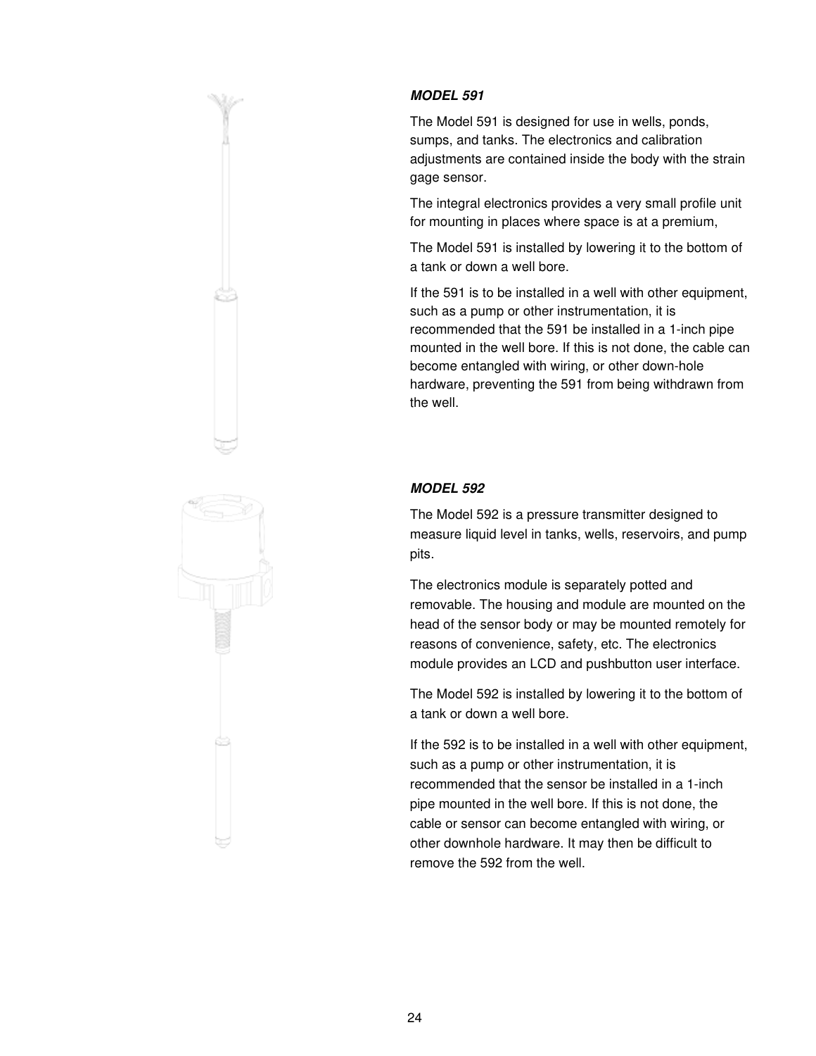### *MODEL 591*

The Model 591 is designed for use in wells, ponds, sumps, and tanks. The electronics and calibration adjustments are contained inside the body with the strain gage sensor.

The integral electronics provides a very small profile unit for mounting in places where space is at a premium,

The Model 591 is installed by lowering it to the bottom of a tank or down a well bore.

If the 591 is to be installed in a well with other equipment, such as a pump or other instrumentation, it is recommended that the 591 be installed in a 1-inch pipe mounted in the well bore. If this is not done, the cable can become entangled with wiring, or other down-hole hardware, preventing the 591 from being withdrawn from the well.

### *MODEL 592*

The Model 592 is a pressure transmitter designed to measure liquid level in tanks, wells, reservoirs, and pump pits.

The electronics module is separately potted and removable. The housing and module are mounted on the head of the sensor body or may be mounted remotely for reasons of convenience, safety, etc. The electronics module provides an LCD and pushbutton user interface.

The Model 592 is installed by lowering it to the bottom of a tank or down a well bore.

If the 592 is to be installed in a well with other equipment, such as a pump or other instrumentation, it is recommended that the sensor be installed in a 1-inch pipe mounted in the well bore. If this is not done, the cable or sensor can become entangled with wiring, or other downhole hardware. It may then be difficult to remove the 592 from the well.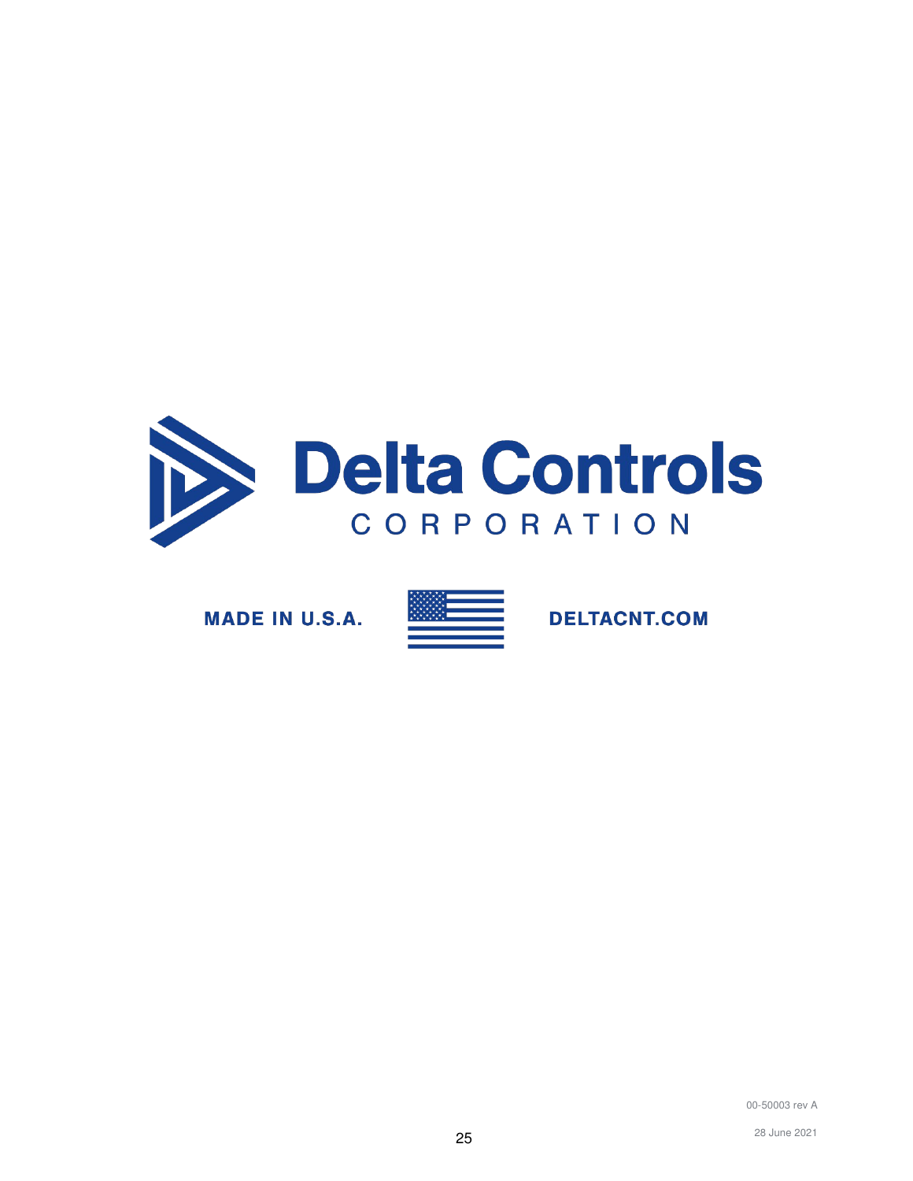Delta Controls

CORPORATION

MADE IN U.S.A.

DELTACNT.COM

00-50003 rev A

28 June 2021